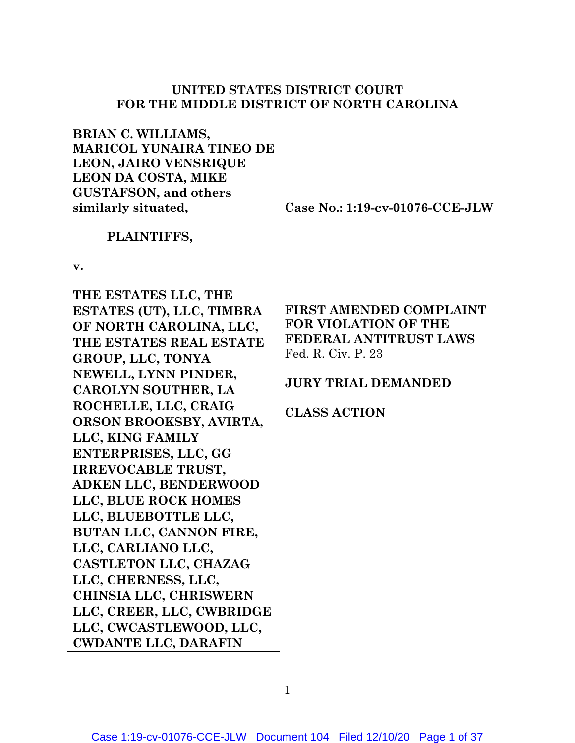**UNITED STATES DISTRICT COURT**
**FOR THE MIDDLE DISTRICT OF NORTH CAROLINA**

| | |
|---|---|
| **BRIAN C. WILLIAMS, MARICOL YUNAIRA TINEO DE LEON, JAIRO VENSRIQUE LEON DA COSTA, MIKE GUSTAFSON, and others similarly situated,** | **Case No.: 1:19-cv-01076-CCE-JLW** |
| **PLAINTIFFS,** | |
| **v.** | |
| **THE ESTATES LLC, THE ESTATES (UT), LLC, TIMBRA OF NORTH CAROLINA, LLC, THE ESTATES REAL ESTATE GROUP, LLC, TONYA NEWELL, LYNN PINDER, CAROLYN SOUTHER, LA ROCHELLE, LLC, CRAIG ORSON BROOKSBY, AVIRTA, LLC, KING FAMILY ENTERPRISES, LLC, GG IRREVOCABLE TRUST, ADKEN LLC, BENDERWOOD LLC, BLUE ROCK HOMES LLC, BLUEBOTTLE LLC, BUTAN LLC, CANNON FIRE, LLC, CARLIANO LLC, CASTLETON LLC, CHAZAG LLC, CHERNESS, LLC, CHINSIA LLC, CHRISWERN LLC, CREER, LLC, CWBRIDGE LLC, CWCASTLEWOOD, LLC, CWDANTE LLC, DARAFIN** | **FIRST AMENDED COMPLAINT FOR VIOLATION OF THE FEDERAL ANTITRUST LAWS**<br>Fed. R. Civ. P. 23<br><br>**JURY TRIAL DEMANDED**<br><br>**CLASS ACTION** |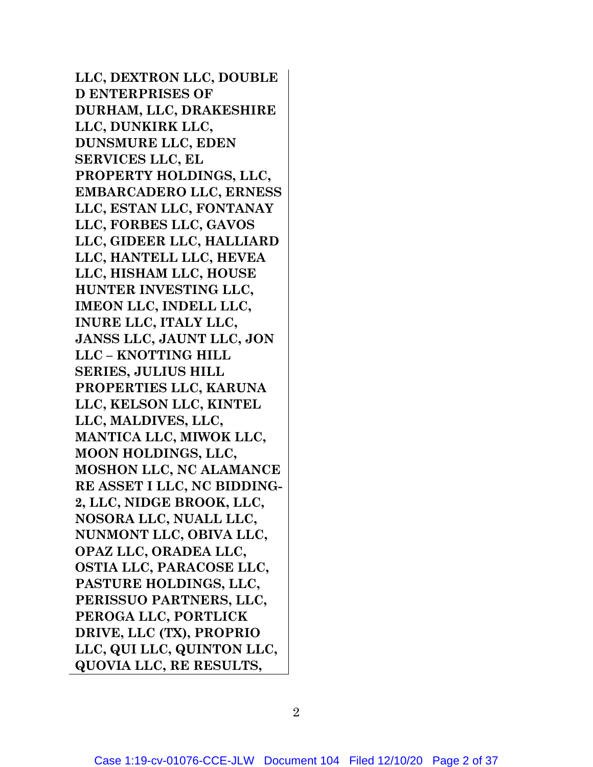**LLC, DEXTRON LLC, DOUBLE D ENTERPRISES OF DURHAM, LLC, DRAKESHIRE LLC, DUNKIRK LLC, DUNSMURE LLC, EDEN SERVICES LLC, EL PROPERTY HOLDINGS, LLC, EMBARCADERO LLC, ERNESS LLC, ESTAN LLC, FONTANAY LLC, FORBES LLC, GAVOS LLC, GIDEER LLC, HALLIARD LLC, HANTELL LLC, HEVEA LLC, HISHAM LLC, HOUSE HUNTER INVESTING LLC, IMEON LLC, INDELL LLC, INURE LLC, ITALY LLC, JANSS LLC, JAUNT LLC, JON LLC – KNOTTING HILL SERIES, JULIUS HILL PROPERTIES LLC, KARUNA LLC, KELSON LLC, KINTEL LLC, MALDIVES, LLC, MANTICA LLC, MIWOK LLC, MOON HOLDINGS, LLC, MOSHON LLC, NC ALAMANCE RE ASSET I LLC, NC BIDDING-2, LLC, NIDGE BROOK, LLC, NOSORA LLC, NUALL LLC, NUNMONT LLC, OBIVA LLC, OPAZ LLC, ORADEA LLC, OSTIA LLC, PARACOSE LLC, PASTURE HOLDINGS, LLC, PERISSUO PARTNERS, LLC, PEROGA LLC, PORTLICK DRIVE, LLC (TX), PROPRIO LLC, QUI LLC, QUINTON LLC, QUOVIA LLC, RE RESULTS,**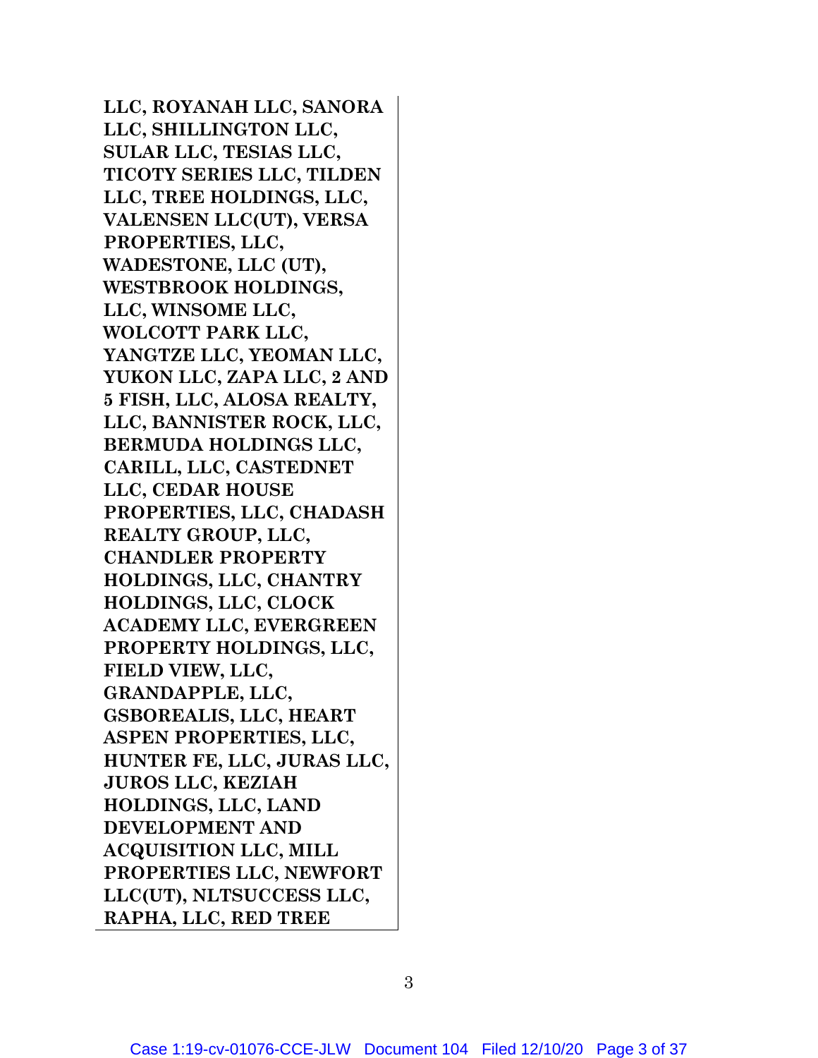**LLC, ROYANAH LLC, SANORA LLC, SHILLINGTON LLC, SULAR LLC, TESIAS LLC, TICOTY SERIES LLC, TILDEN LLC, TREE HOLDINGS, LLC, VALENSEN LLC(UT), VERSA PROPERTIES, LLC, WADESTONE, LLC (UT), WESTBROOK HOLDINGS, LLC, WINSOME LLC, WOLCOTT PARK LLC, YANGTZE LLC, YEOMAN LLC, YUKON LLC, ZAPA LLC, 2 AND 5 FISH, LLC, ALOSA REALTY, LLC, BANNISTER ROCK, LLC, BERMUDA HOLDINGS LLC, CARILL, LLC, CASTEDNET LLC, CEDAR HOUSE PROPERTIES, LLC, CHADASH REALTY GROUP, LLC, CHANDLER PROPERTY HOLDINGS, LLC, CHANTRY HOLDINGS, LLC, CLOCK ACADEMY LLC, EVERGREEN PROPERTY HOLDINGS, LLC, FIELD VIEW, LLC, GRANDAPPLE, LLC, GSBOREALIS, LLC, HEART ASPEN PROPERTIES, LLC, HUNTER FE, LLC, JURAS LLC, JUROS LLC, KEZIAH HOLDINGS, LLC, LAND DEVELOPMENT AND ACQUISITION LLC, MILL PROPERTIES LLC, NEWFORT LLC(UT), NLTSUCCESS LLC, RAPHA, LLC, RED TREE**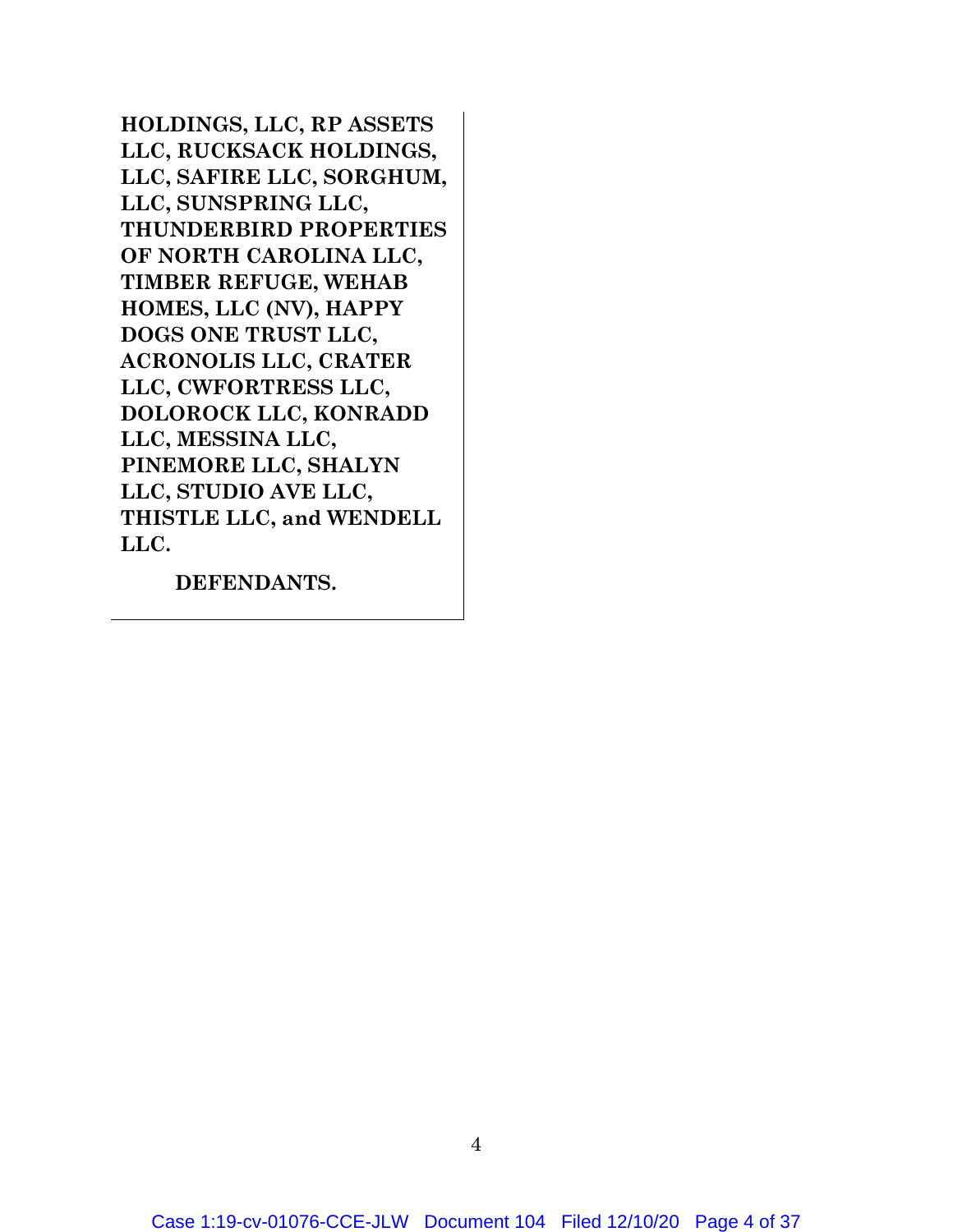**HOLDINGS, LLC, RP ASSETS LLC, RUCKSACK HOLDINGS, LLC, SAFIRE LLC, SORGHUM, LLC, SUNSPRING LLC, THUNDERBIRD PROPERTIES OF NORTH CAROLINA LLC, TIMBER REFUGE, WEHAB HOMES, LLC (NV), HAPPY DOGS ONE TRUST LLC, ACRONOLIS LLC, CRATER LLC, CWFORTRESS LLC, DOLOROCK LLC, KONRADD LLC, MESSINA LLC, PINEMORE LLC, SHALYN LLC, STUDIO AVE LLC, THISTLE LLC, and WENDELL LLC.**

**DEFENDANTS.**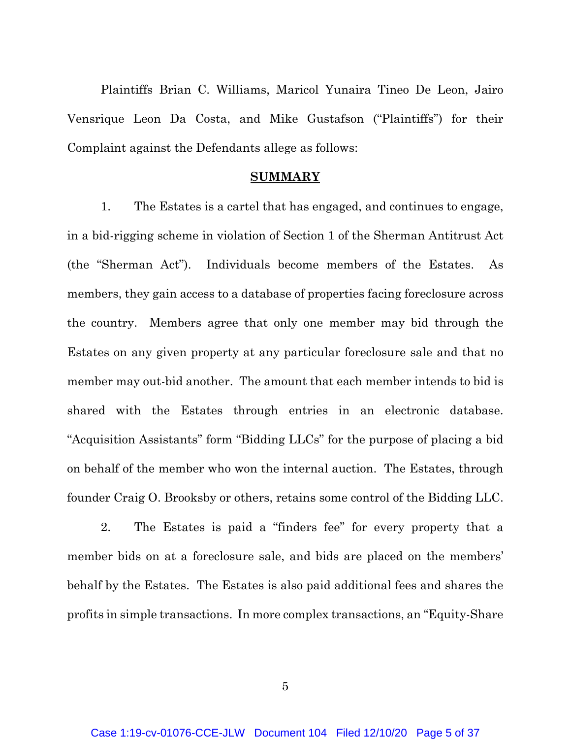Plaintiffs Brian C. Williams, Maricol Yunaira Tineo De Leon, Jairo Vensrique Leon Da Costa, and Mike Gustafson ("Plaintiffs") for their Complaint against the Defendants allege as follows:

## **SUMMARY**

1. The Estates is a cartel that has engaged, and continues to engage, in a bid-rigging scheme in violation of Section 1 of the Sherman Antitrust Act (the "Sherman Act"). Individuals become members of the Estates. As members, they gain access to a database of properties facing foreclosure across the country. Members agree that only one member may bid through the Estates on any given property at any particular foreclosure sale and that no member may out-bid another. The amount that each member intends to bid is shared with the Estates through entries in an electronic database. "Acquisition Assistants" form "Bidding LLCs" for the purpose of placing a bid on behalf of the member who won the internal auction. The Estates, through founder Craig O. Brooksby or others, retains some control of the Bidding LLC.

2. The Estates is paid a "finders fee" for every property that a member bids on at a foreclosure sale, and bids are placed on the members' behalf by the Estates. The Estates is also paid additional fees and shares the profits in simple transactions. In more complex transactions, an "Equity-Share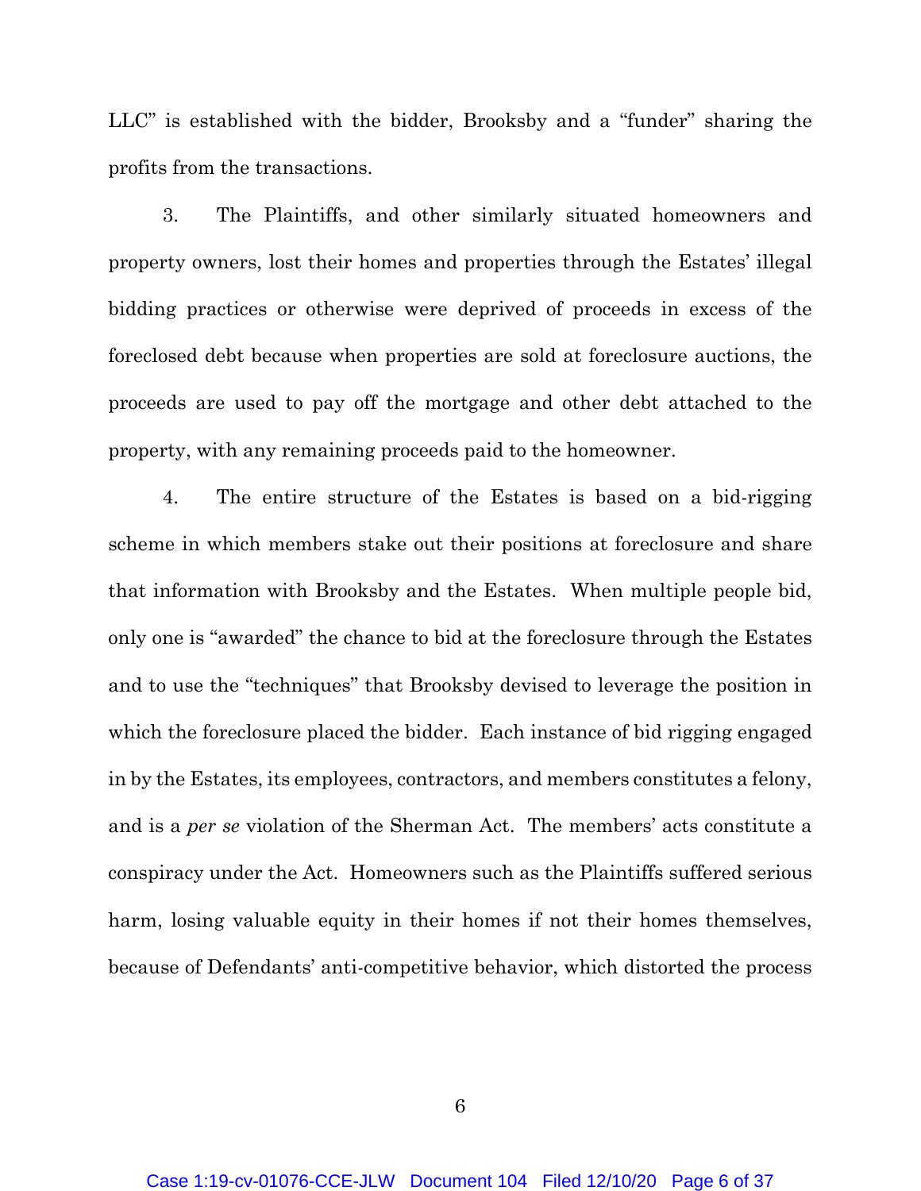LLC" is established with the bidder, Brooksby and a "funder" sharing the profits from the transactions.

3. The Plaintiffs, and other similarly situated homeowners and property owners, lost their homes and properties through the Estates' illegal bidding practices or otherwise were deprived of proceeds in excess of the foreclosed debt because when properties are sold at foreclosure auctions, the proceeds are used to pay off the mortgage and other debt attached to the property, with any remaining proceeds paid to the homeowner.

4. The entire structure of the Estates is based on a bid-rigging scheme in which members stake out their positions at foreclosure and share that information with Brooksby and the Estates. When multiple people bid, only one is "awarded" the chance to bid at the foreclosure through the Estates and to use the "techniques" that Brooksby devised to leverage the position in which the foreclosure placed the bidder. Each instance of bid rigging engaged in by the Estates, its employees, contractors, and members constitutes a felony, and is a *per se* violation of the Sherman Act. The members' acts constitute a conspiracy under the Act. Homeowners such as the Plaintiffs suffered serious harm, losing valuable equity in their homes if not their homes themselves, because of Defendants' anti-competitive behavior, which distorted the process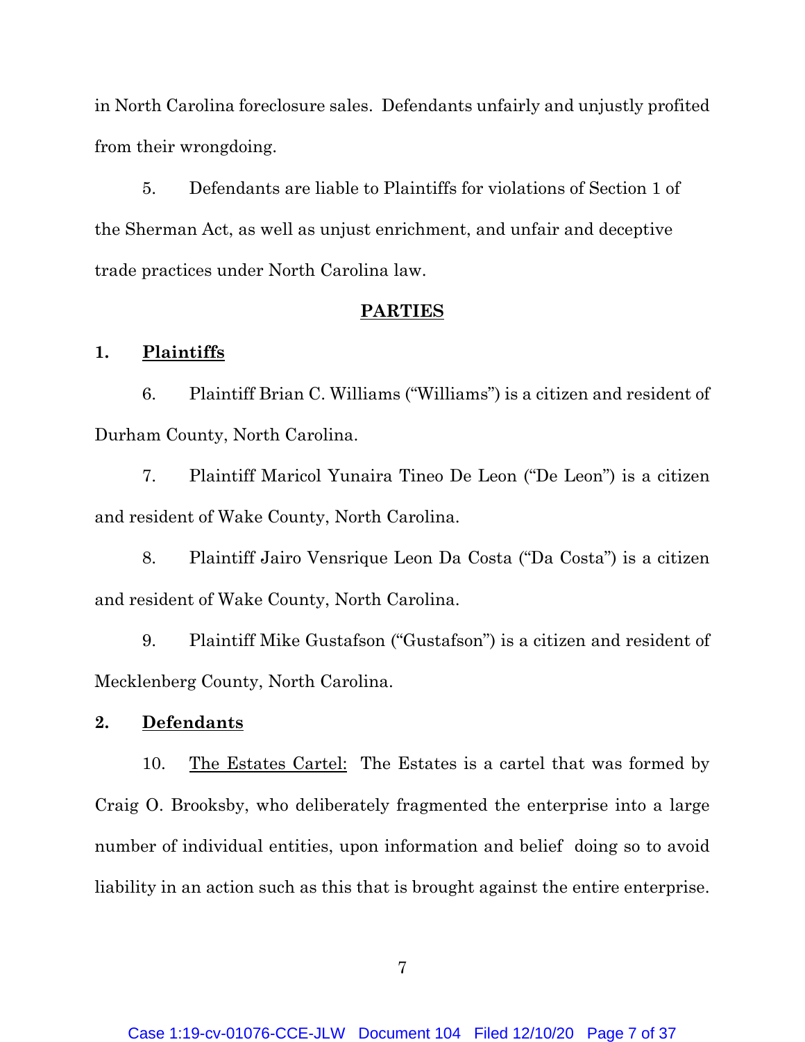in North Carolina foreclosure sales. Defendants unfairly and unjustly profited from their wrongdoing.

5. Defendants are liable to Plaintiffs for violations of Section 1 of the Sherman Act, as well as unjust enrichment, and unfair and deceptive trade practices under North Carolina law.

## PARTIES

### 1. Plaintiffs

6. Plaintiff Brian C. Williams ("Williams") is a citizen and resident of Durham County, North Carolina.

7. Plaintiff Maricol Yunaira Tineo De Leon ("De Leon") is a citizen and resident of Wake County, North Carolina.

8. Plaintiff Jairo Vensrique Leon Da Costa ("Da Costa") is a citizen and resident of Wake County, North Carolina.

9. Plaintiff Mike Gustafson ("Gustafson") is a citizen and resident of Mecklenberg County, North Carolina.

### 2. Defendants

10. The Estates Cartel: The Estates is a cartel that was formed by Craig O. Brooksby, who deliberately fragmented the enterprise into a large number of individual entities, upon information and belief doing so to avoid liability in an action such as this that is brought against the entire enterprise.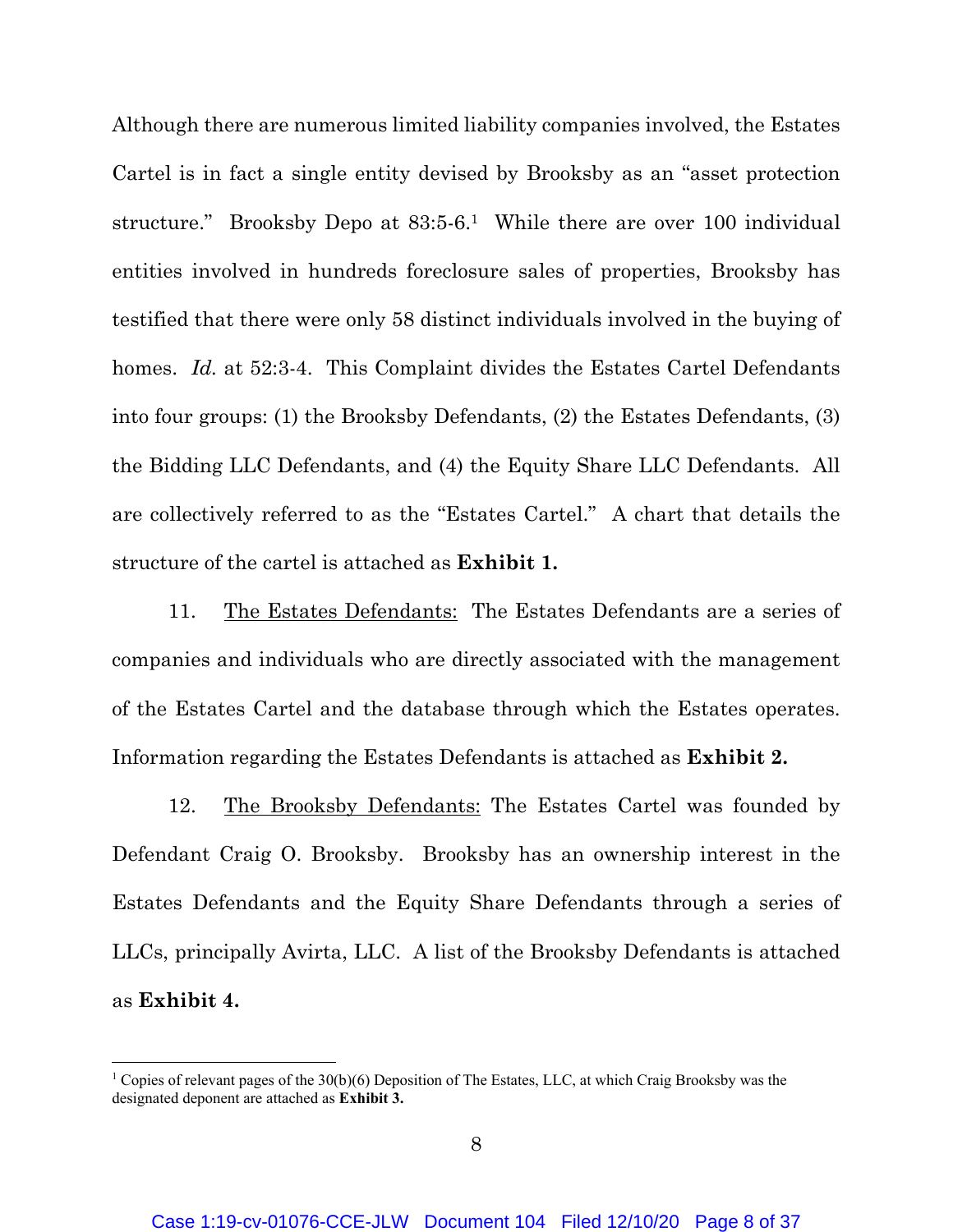Although there are numerous limited liability companies involved, the Estates Cartel is in fact a single entity devised by Brooksby as an "asset protection structure." Brooksby Depo at 83:5-6.[1] While there are over 100 individual entities involved in hundreds foreclosure sales of properties, Brooksby has testified that there were only 58 distinct individuals involved in the buying of homes. *Id.* at 52:3-4. This Complaint divides the Estates Cartel Defendants into four groups: (1) the Brooksby Defendants, (2) the Estates Defendants, (3) the Bidding LLC Defendants, and (4) the Equity Share LLC Defendants. All are collectively referred to as the "Estates Cartel." A chart that details the structure of the cartel is attached as **Exhibit 1.**

11. <u>The Estates Defendants:</u> The Estates Defendants are a series of companies and individuals who are directly associated with the management of the Estates Cartel and the database through which the Estates operates. Information regarding the Estates Defendants is attached as **Exhibit 2.**

12. <u>The Brooksby Defendants:</u> The Estates Cartel was founded by Defendant Craig O. Brooksby. Brooksby has an ownership interest in the Estates Defendants and the Equity Share Defendants through a series of LLCs, principally Avirta, LLC. A list of the Brooksby Defendants is attached as **Exhibit 4.**

---

[1] Copies of relevant pages of the 30(b)(6) Deposition of The Estates, LLC, at which Craig Brooksby was the designated deponent are attached as **Exhibit 3.**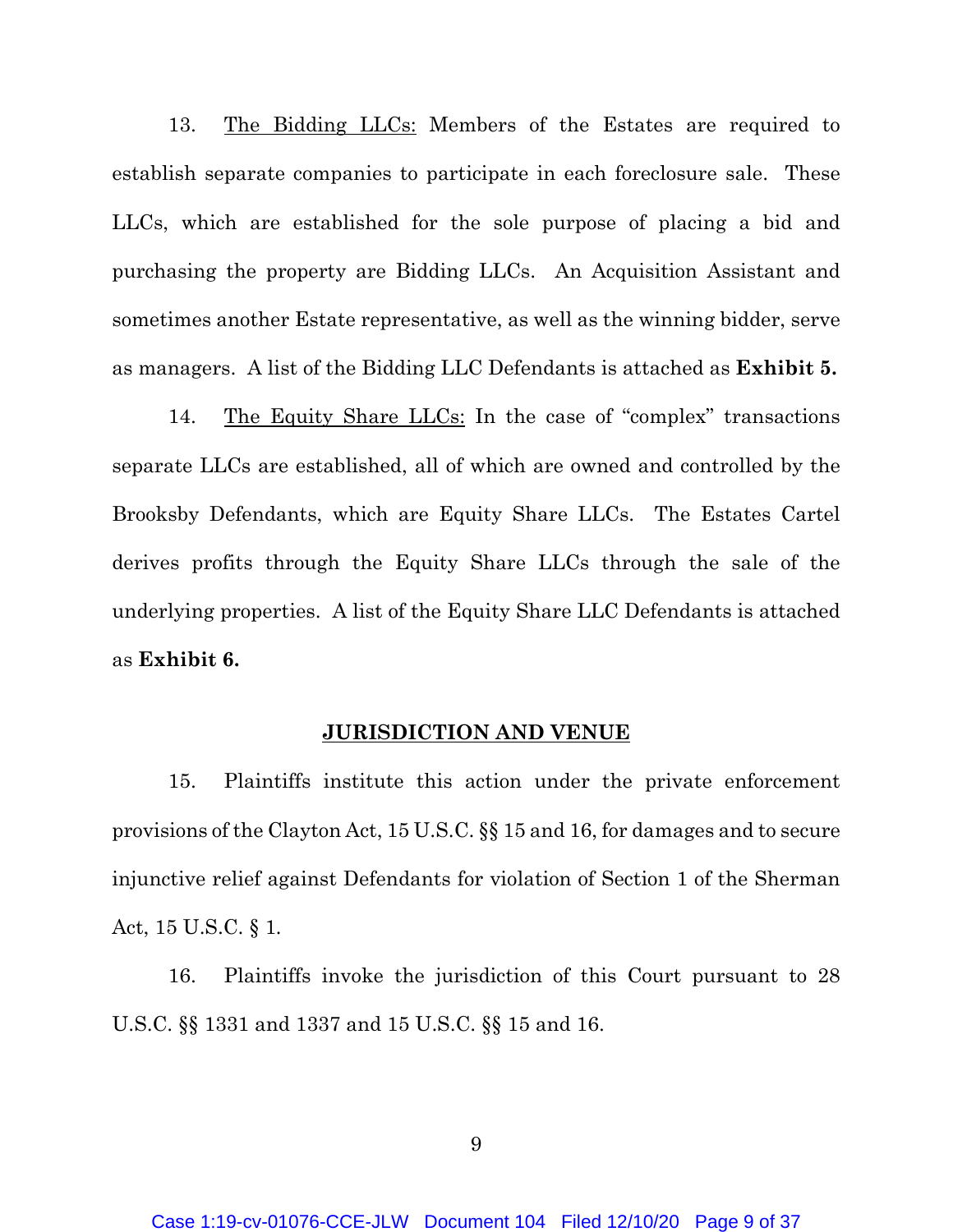13. <u>The Bidding LLCs:</u> Members of the Estates are required to establish separate companies to participate in each foreclosure sale. These LLCs, which are established for the sole purpose of placing a bid and purchasing the property are Bidding LLCs. An Acquisition Assistant and sometimes another Estate representative, as well as the winning bidder, serve as managers. A list of the Bidding LLC Defendants is attached as **Exhibit 5.**

14. <u>The Equity Share LLCs:</u> In the case of "complex" transactions separate LLCs are established, all of which are owned and controlled by the Brooksby Defendants, which are Equity Share LLCs. The Estates Cartel derives profits through the Equity Share LLCs through the sale of the underlying properties. A list of the Equity Share LLC Defendants is attached as **Exhibit 6.**

## JURISDICTION AND VENUE

15. Plaintiffs institute this action under the private enforcement provisions of the Clayton Act, 15 U.S.C. §§ 15 and 16, for damages and to secure injunctive relief against Defendants for violation of Section 1 of the Sherman Act, 15 U.S.C. § 1.

16. Plaintiffs invoke the jurisdiction of this Court pursuant to 28 U.S.C. §§ 1331 and 1337 and 15 U.S.C. §§ 15 and 16.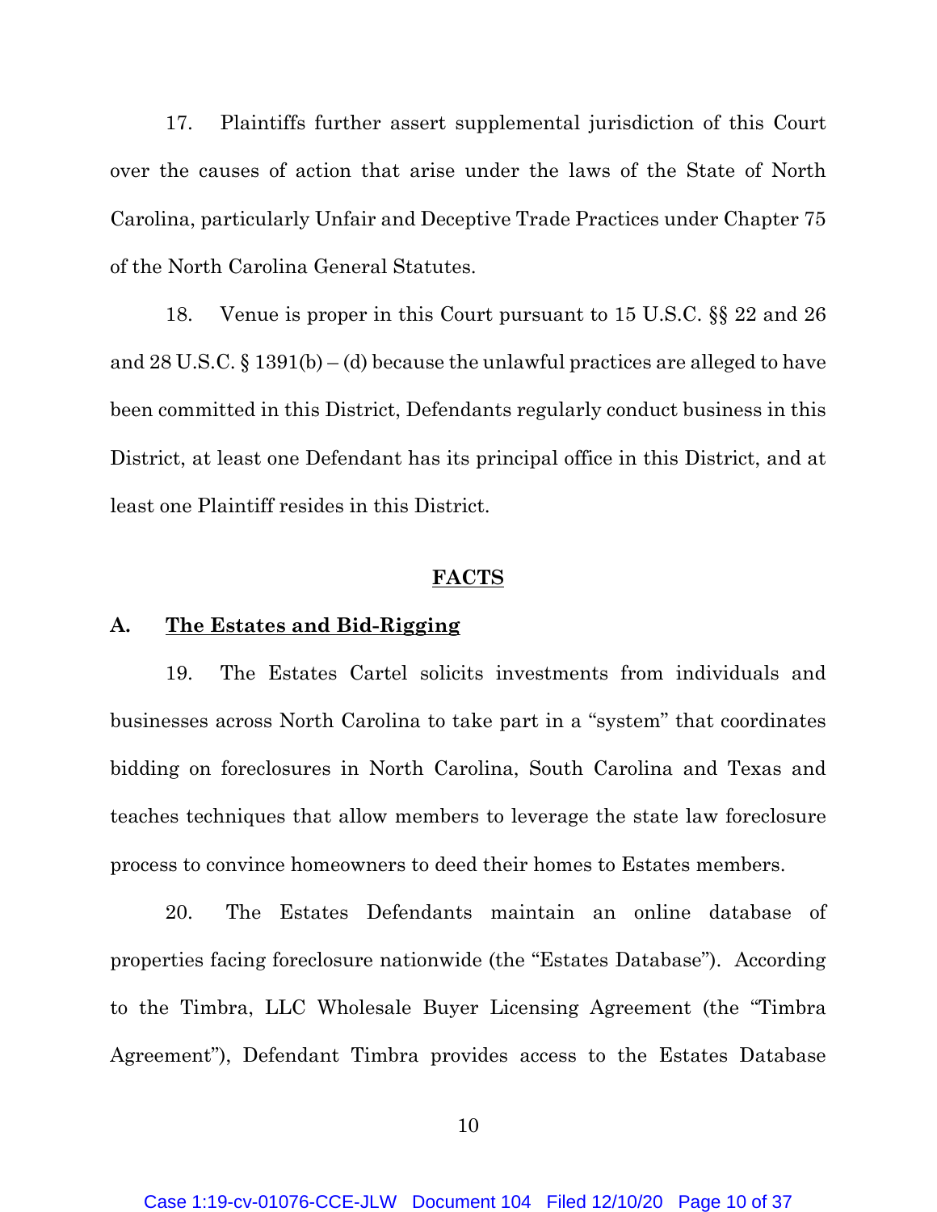17. Plaintiffs further assert supplemental jurisdiction of this Court over the causes of action that arise under the laws of the State of North Carolina, particularly Unfair and Deceptive Trade Practices under Chapter 75 of the North Carolina General Statutes.

18. Venue is proper in this Court pursuant to 15 U.S.C. §§ 22 and 26 and 28 U.S.C. § 1391(b) – (d) because the unlawful practices are alleged to have been committed in this District, Defendants regularly conduct business in this District, at least one Defendant has its principal office in this District, and at least one Plaintiff resides in this District.

## FACTS

### A. The Estates and Bid-Rigging

19. The Estates Cartel solicits investments from individuals and businesses across North Carolina to take part in a "system" that coordinates bidding on foreclosures in North Carolina, South Carolina and Texas and teaches techniques that allow members to leverage the state law foreclosure process to convince homeowners to deed their homes to Estates members.

20. The Estates Defendants maintain an online database of properties facing foreclosure nationwide (the "Estates Database"). According to the Timbra, LLC Wholesale Buyer Licensing Agreement (the "Timbra Agreement"), Defendant Timbra provides access to the Estates Database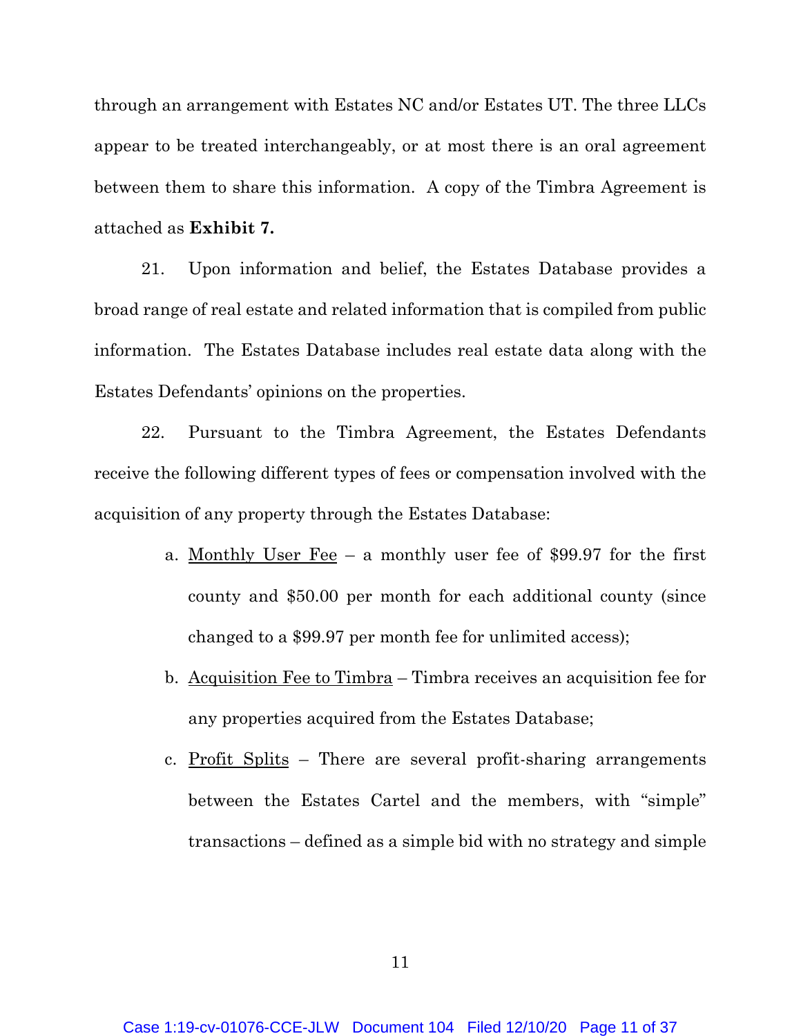through an arrangement with Estates NC and/or Estates UT. The three LLCs appear to be treated interchangeably, or at most there is an oral agreement between them to share this information. A copy of the Timbra Agreement is attached as **Exhibit 7.**

21. Upon information and belief, the Estates Database provides a broad range of real estate and related information that is compiled from public information. The Estates Database includes real estate data along with the Estates Defendants' opinions on the properties.

22. Pursuant to the Timbra Agreement, the Estates Defendants receive the following different types of fees or compensation involved with the acquisition of any property through the Estates Database:

a. Monthly User Fee – a monthly user fee of $99.97 for the first county and $50.00 per month for each additional county (since changed to a $99.97 per month fee for unlimited access);

b. Acquisition Fee to Timbra – Timbra receives an acquisition fee for any properties acquired from the Estates Database;

c. Profit Splits – There are several profit-sharing arrangements between the Estates Cartel and the members, with "simple" transactions – defined as a simple bid with no strategy and simple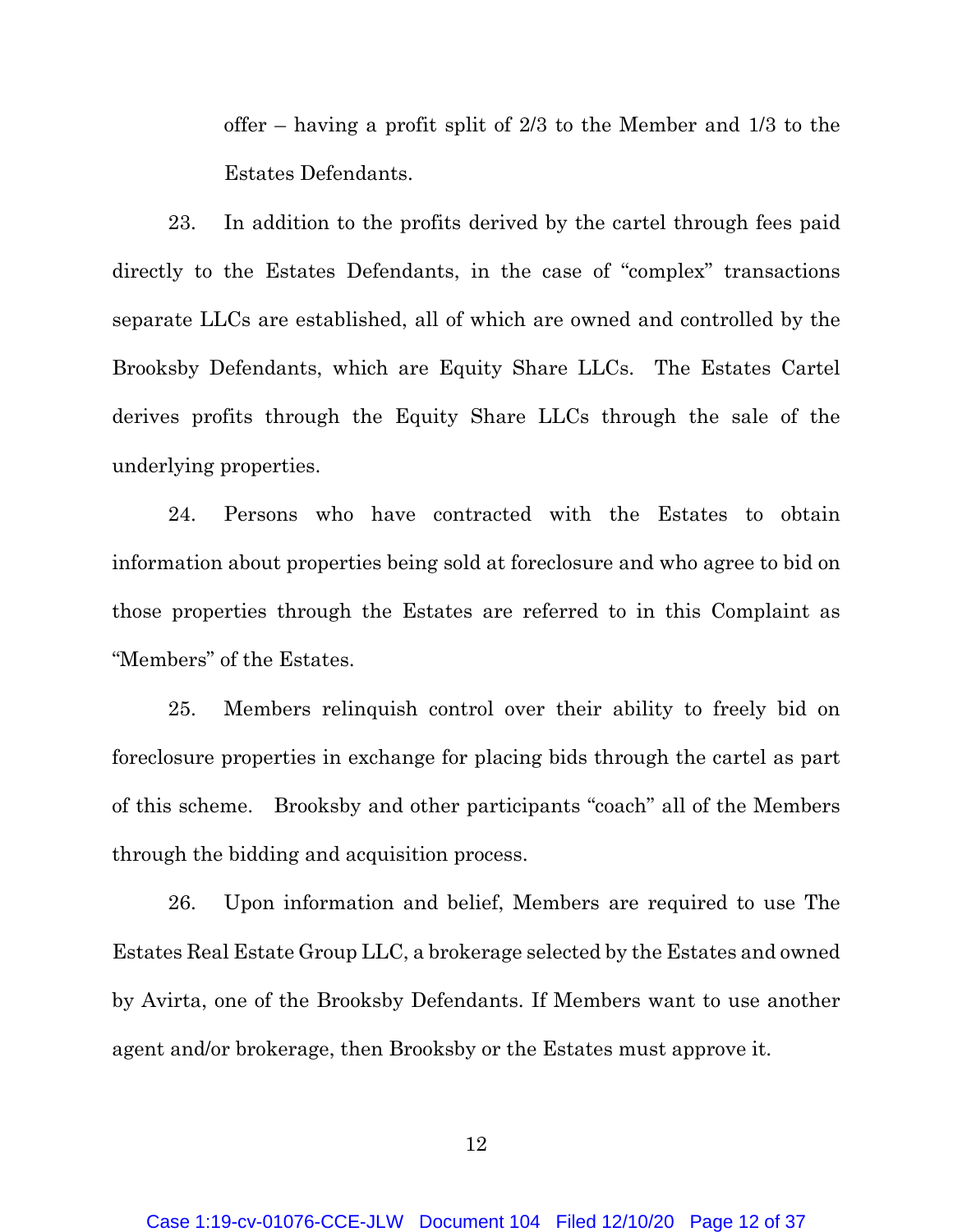offer – having a profit split of 2/3 to the Member and 1/3 to the Estates Defendants.

23. In addition to the profits derived by the cartel through fees paid directly to the Estates Defendants, in the case of "complex" transactions separate LLCs are established, all of which are owned and controlled by the Brooksby Defendants, which are Equity Share LLCs. The Estates Cartel derives profits through the Equity Share LLCs through the sale of the underlying properties.

24. Persons who have contracted with the Estates to obtain information about properties being sold at foreclosure and who agree to bid on those properties through the Estates are referred to in this Complaint as "Members" of the Estates.

25. Members relinquish control over their ability to freely bid on foreclosure properties in exchange for placing bids through the cartel as part of this scheme. Brooksby and other participants "coach" all of the Members through the bidding and acquisition process.

26. Upon information and belief, Members are required to use The Estates Real Estate Group LLC, a brokerage selected by the Estates and owned by Avirta, one of the Brooksby Defendants. If Members want to use another agent and/or brokerage, then Brooksby or the Estates must approve it.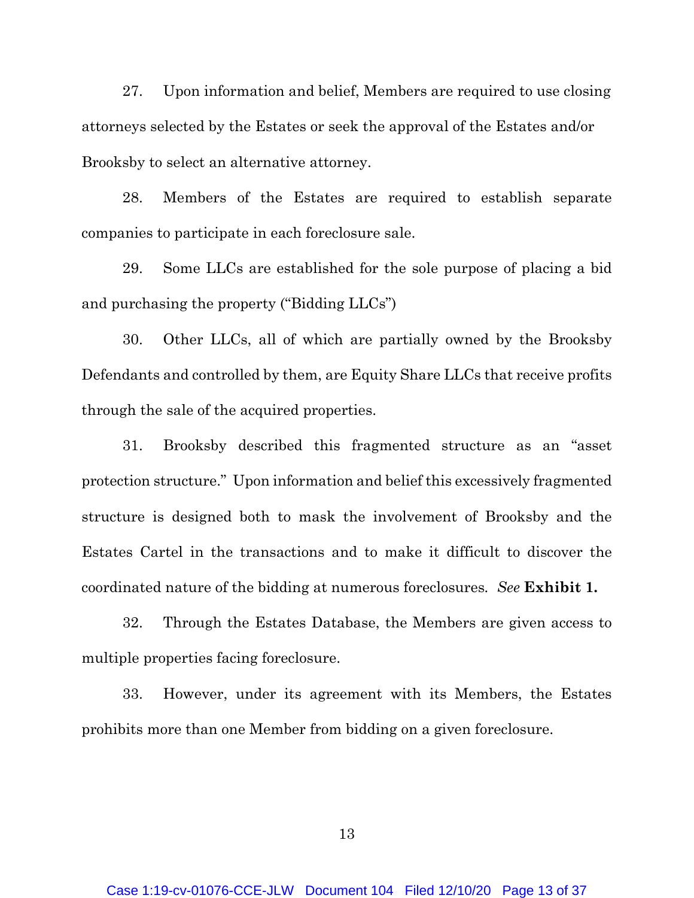27. Upon information and belief, Members are required to use closing attorneys selected by the Estates or seek the approval of the Estates and/or Brooksby to select an alternative attorney.

28. Members of the Estates are required to establish separate companies to participate in each foreclosure sale.

29. Some LLCs are established for the sole purpose of placing a bid and purchasing the property ("Bidding LLCs")

30. Other LLCs, all of which are partially owned by the Brooksby Defendants and controlled by them, are Equity Share LLCs that receive profits through the sale of the acquired properties.

31. Brooksby described this fragmented structure as an "asset protection structure." Upon information and belief this excessively fragmented structure is designed both to mask the involvement of Brooksby and the Estates Cartel in the transactions and to make it difficult to discover the coordinated nature of the bidding at numerous foreclosures. *See* **Exhibit 1.**

32. Through the Estates Database, the Members are given access to multiple properties facing foreclosure.

33. However, under its agreement with its Members, the Estates prohibits more than one Member from bidding on a given foreclosure.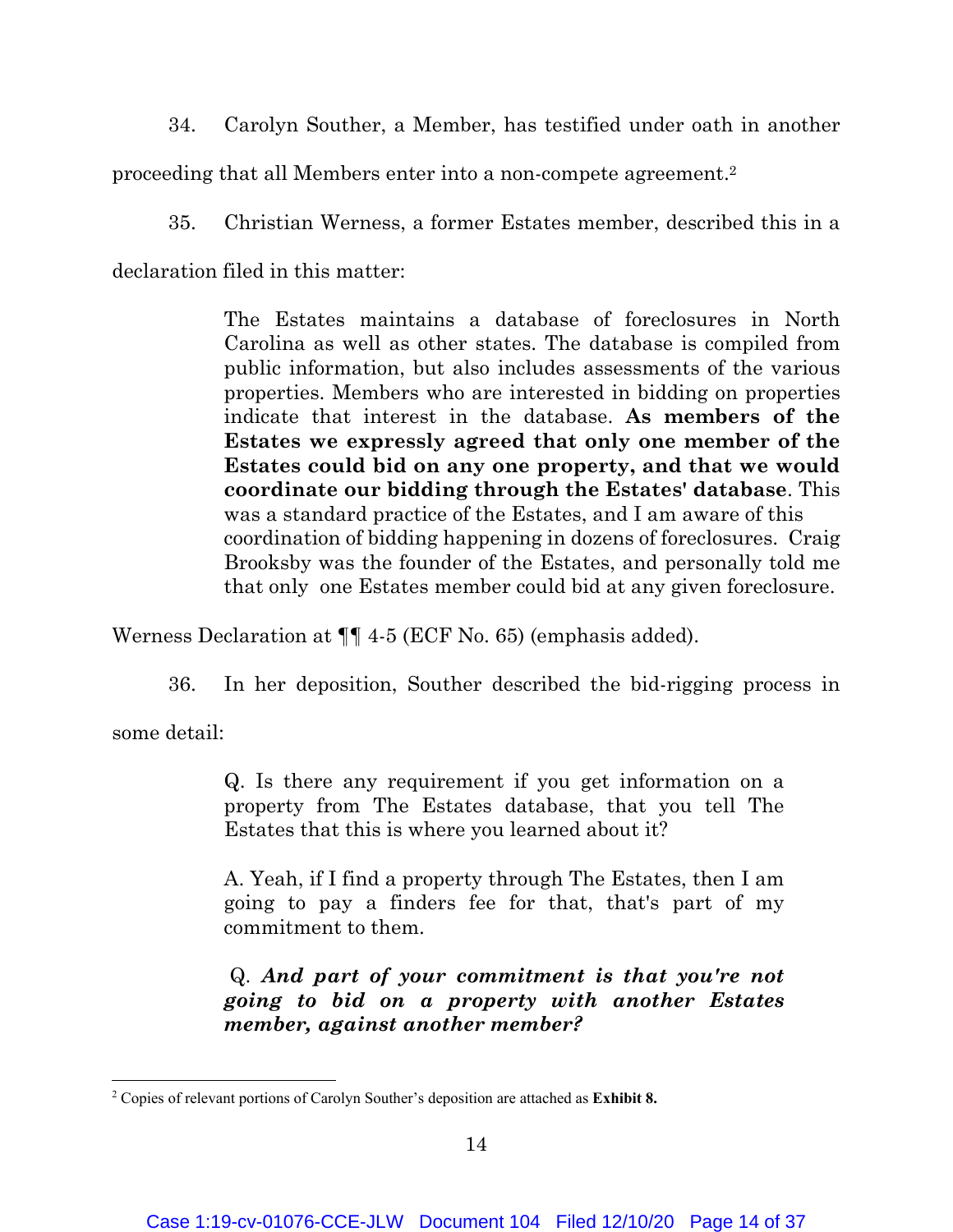34. Carolyn Souther, a Member, has testified under oath in another proceeding that all Members enter into a non-compete agreement.[2]

35. Christian Werness, a former Estates member, described this in a declaration filed in this matter:

> The Estates maintains a database of foreclosures in North Carolina as well as other states. The database is compiled from public information, but also includes assessments of the various properties. Members who are interested in bidding on properties indicate that interest in the database. **As members of the Estates we expressly agreed that only one member of the Estates could bid on any one property, and that we would coordinate our bidding through the Estates' database**. This was a standard practice of the Estates, and I am aware of this coordination of bidding happening in dozens of foreclosures. Craig Brooksby was the founder of the Estates, and personally told me that only one Estates member could bid at any given foreclosure.

Werness Declaration at ¶¶ 4-5 (ECF No. 65) (emphasis added).

36. In her deposition, Souther described the bid-rigging process in some detail:

> Q. Is there any requirement if you get information on a property from The Estates database, that you tell The Estates that this is where you learned about it?
>
> A. Yeah, if I find a property through The Estates, then I am going to pay a finders fee for that, that's part of my commitment to them.
>
> Q. ***And part of your commitment is that you're not going to bid on a property with another Estates member, against another member?***

[2] Copies of relevant portions of Carolyn Souther's deposition are attached as **Exhibit 8.**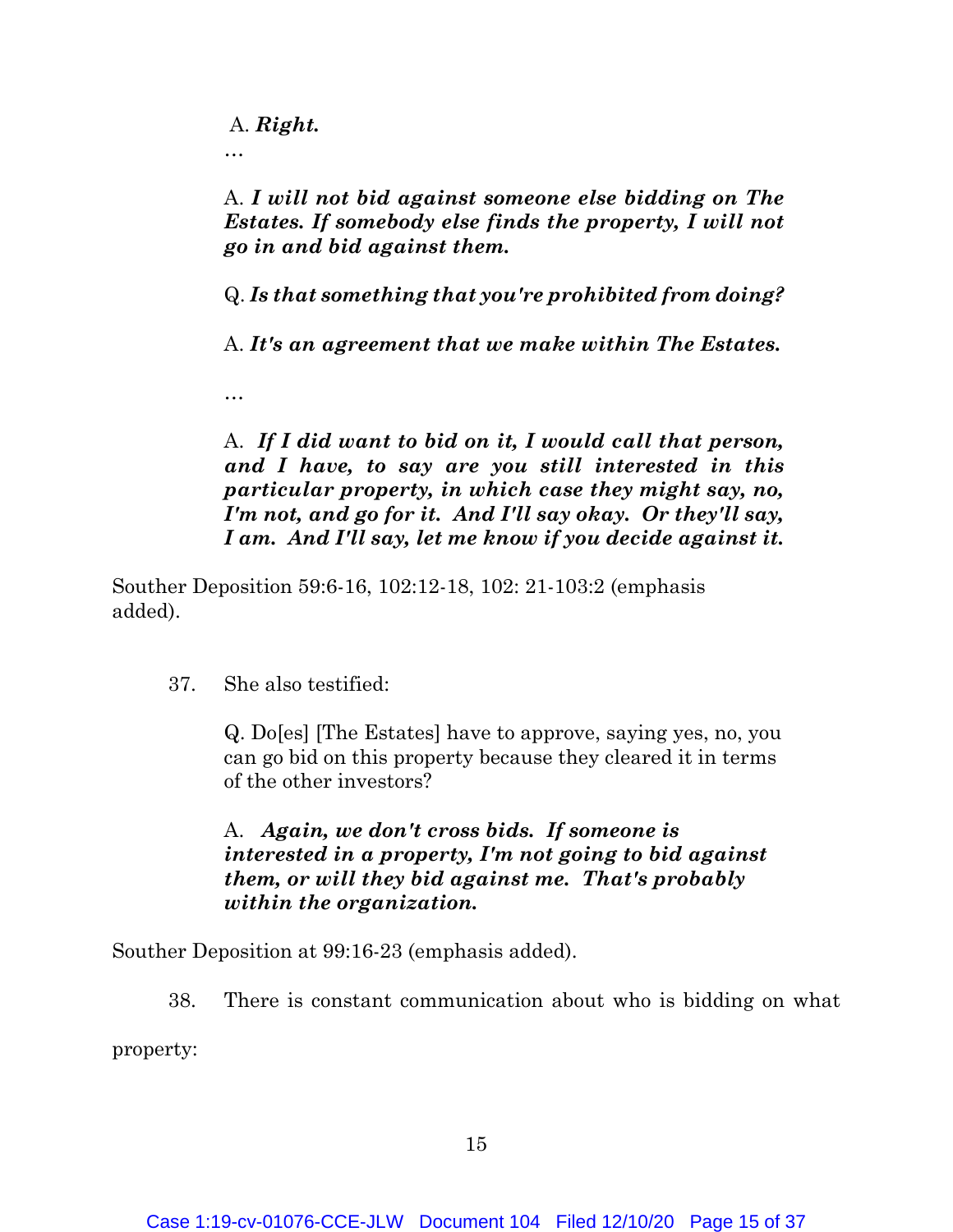> A. ***Right.***
>
> …
>
> A. ***I will not bid against someone else bidding on The Estates. If somebody else finds the property, I will not go in and bid against them.***
>
> Q. ***Is that something that you're prohibited from doing?***
>
> A. ***It's an agreement that we make within The Estates.***
>
> …
>
> A. ***If I did want to bid on it, I would call that person, and I have, to say are you still interested in this particular property, in which case they might say, no, I'm not, and go for it. And I'll say okay. Or they'll say, I am. And I'll say, let me know if you decide against it.***

Souther Deposition 59:6-16, 102:12-18, 102: 21-103:2 (emphasis added).

37. She also testified:

> Q. Do[es] [The Estates] have to approve, saying yes, no, you can go bid on this property because they cleared it in terms of the other investors?
>
> A. ***Again, we don't cross bids. If someone is interested in a property, I'm not going to bid against them, or will they bid against me. That's probably within the organization.***

Souther Deposition at 99:16-23 (emphasis added).

38. There is constant communication about who is bidding on what property: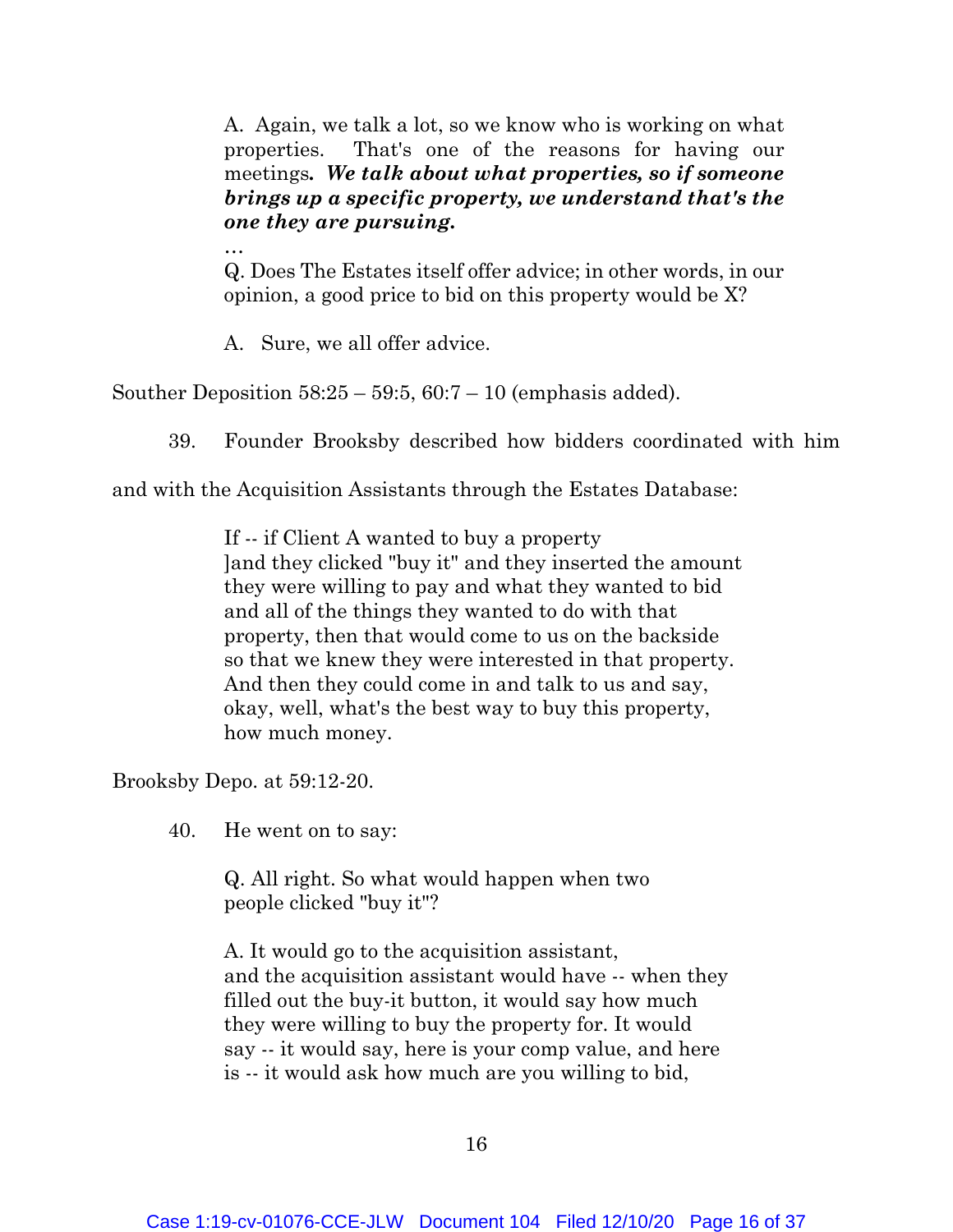> A. Again, we talk a lot, so we know who is working on what properties. That's one of the reasons for having our meetings***. We talk about what properties, so if someone brings up a specific property, we understand that's the one they are pursuing.***
>
> …
>
> Q. Does The Estates itself offer advice; in other words, in our opinion, a good price to bid on this property would be X?
>
> A. Sure, we all offer advice.

Souther Deposition 58:25 – 59:5, 60:7 – 10 (emphasis added).

39. Founder Brooksby described how bidders coordinated with him and with the Acquisition Assistants through the Estates Database:

> If -- if Client A wanted to buy a property
> ]and they clicked "buy it" and they inserted the amount
> they were willing to pay and what they wanted to bid
> and all of the things they wanted to do with that
> property, then that would come to us on the backside
> so that we knew they were interested in that property.
> And then they could come in and talk to us and say,
> okay, well, what's the best way to buy this property,
> how much money.

Brooksby Depo. at 59:12-20.

40. He went on to say:

> Q. All right. So what would happen when two
> people clicked "buy it"?
>
> A. It would go to the acquisition assistant,
> and the acquisition assistant would have -- when they
> filled out the buy-it button, it would say how much
> they were willing to buy the property for. It would
> say -- it would say, here is your comp value, and here
> is -- it would ask how much are you willing to bid,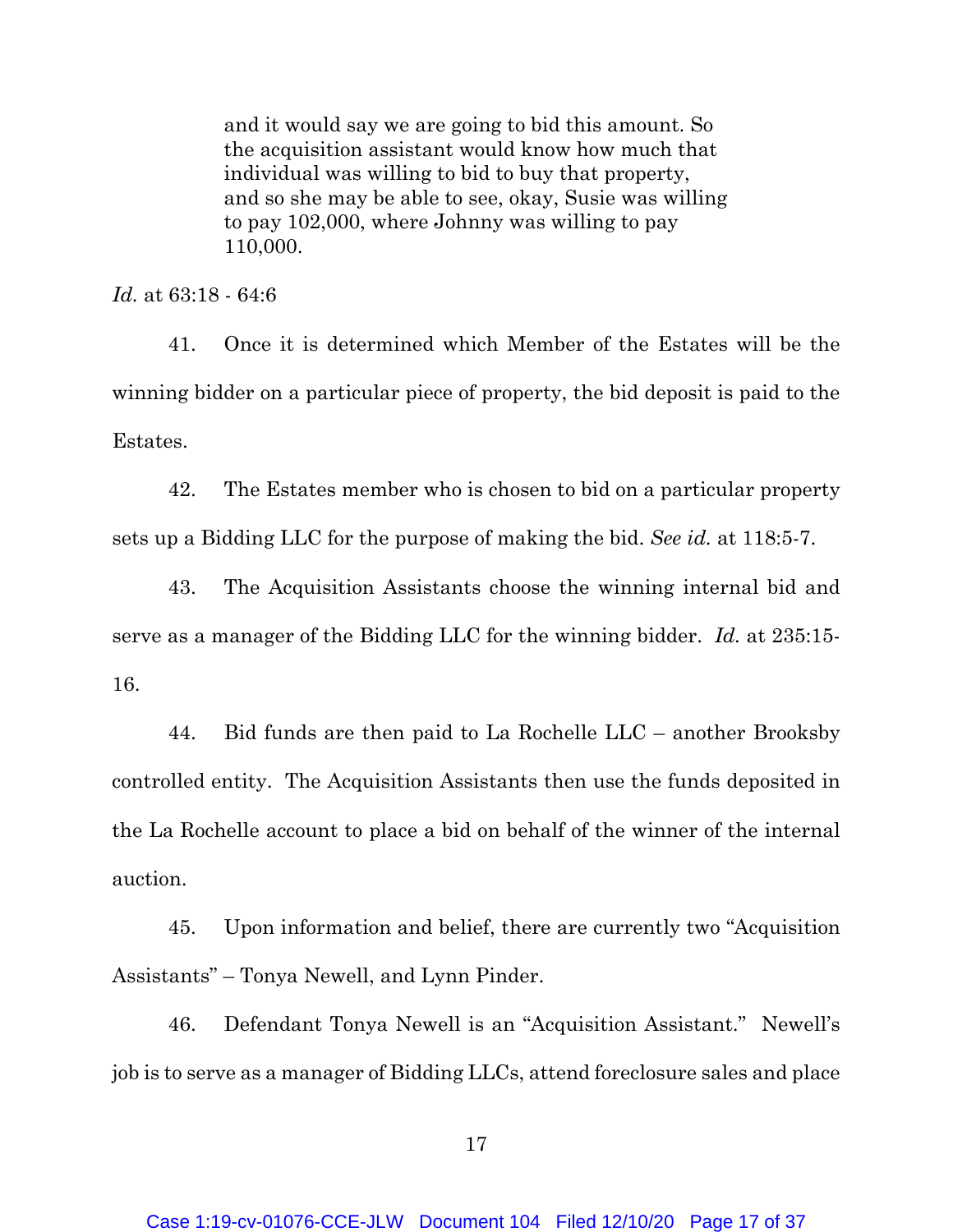> and it would say we are going to bid this amount. So the acquisition assistant would know how much that individual was willing to bid to buy that property, and so she may be able to see, okay, Susie was willing to pay 102,000, where Johnny was willing to pay 110,000.

*Id.* at 63:18 - 64:6

41. Once it is determined which Member of the Estates will be the winning bidder on a particular piece of property, the bid deposit is paid to the Estates.

42. The Estates member who is chosen to bid on a particular property sets up a Bidding LLC for the purpose of making the bid. *See id.* at 118:5-7.

43. The Acquisition Assistants choose the winning internal bid and serve as a manager of the Bidding LLC for the winning bidder. *Id.* at 235:15-16.

44. Bid funds are then paid to La Rochelle LLC – another Brooksby controlled entity. The Acquisition Assistants then use the funds deposited in the La Rochelle account to place a bid on behalf of the winner of the internal auction.

45. Upon information and belief, there are currently two "Acquisition Assistants" – Tonya Newell, and Lynn Pinder.

46. Defendant Tonya Newell is an "Acquisition Assistant." Newell's job is to serve as a manager of Bidding LLCs, attend foreclosure sales and place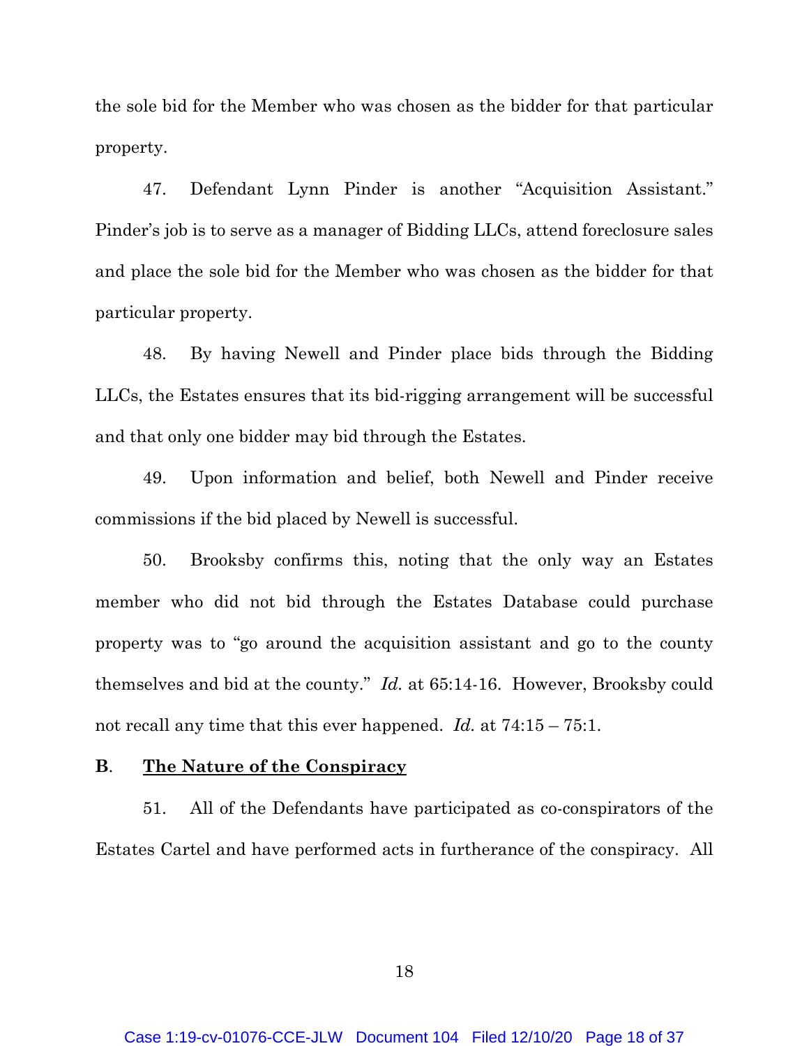the sole bid for the Member who was chosen as the bidder for that particular property.

47. Defendant Lynn Pinder is another "Acquisition Assistant." Pinder's job is to serve as a manager of Bidding LLCs, attend foreclosure sales and place the sole bid for the Member who was chosen as the bidder for that particular property.

48. By having Newell and Pinder place bids through the Bidding LLCs, the Estates ensures that its bid-rigging arrangement will be successful and that only one bidder may bid through the Estates.

49. Upon information and belief, both Newell and Pinder receive commissions if the bid placed by Newell is successful.

50. Brooksby confirms this, noting that the only way an Estates member who did not bid through the Estates Database could purchase property was to "go around the acquisition assistant and go to the county themselves and bid at the county." *Id.* at 65:14-16. However, Brooksby could not recall any time that this ever happened. *Id.* at 74:15 – 75:1.

**B. The Nature of the Conspiracy**

51. All of the Defendants have participated as co-conspirators of the Estates Cartel and have performed acts in furtherance of the conspiracy. All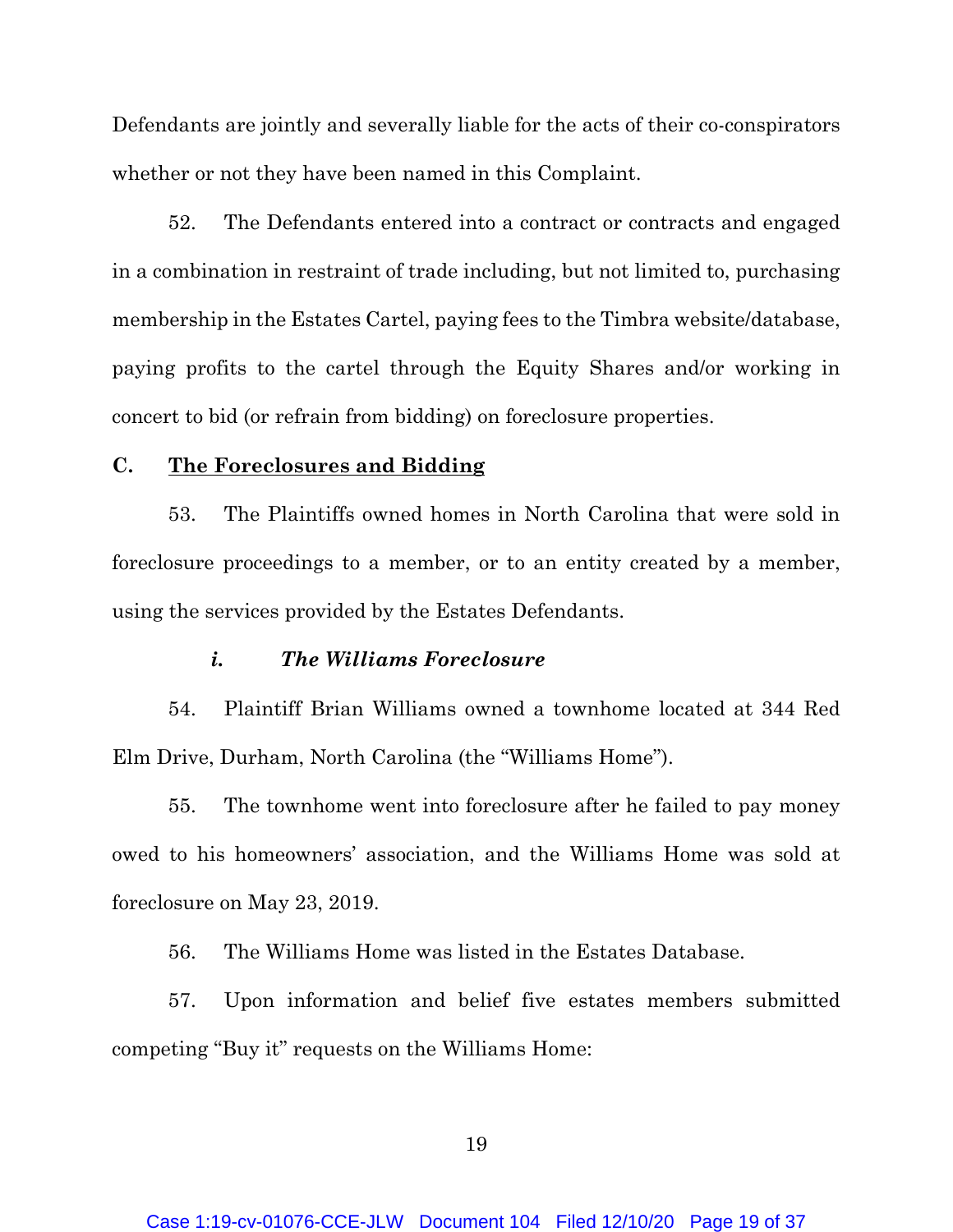Defendants are jointly and severally liable for the acts of their co-conspirators whether or not they have been named in this Complaint.

52. The Defendants entered into a contract or contracts and engaged in a combination in restraint of trade including, but not limited to, purchasing membership in the Estates Cartel, paying fees to the Timbra website/database, paying profits to the cartel through the Equity Shares and/or working in concert to bid (or refrain from bidding) on foreclosure properties.

### C. The Foreclosures and Bidding

53. The Plaintiffs owned homes in North Carolina that were sold in foreclosure proceedings to a member, or to an entity created by a member, using the services provided by the Estates Defendants.

#### *i. The Williams Foreclosure*

54. Plaintiff Brian Williams owned a townhome located at 344 Red Elm Drive, Durham, North Carolina (the "Williams Home").

55. The townhome went into foreclosure after he failed to pay money owed to his homeowners' association, and the Williams Home was sold at foreclosure on May 23, 2019.

56. The Williams Home was listed in the Estates Database.

57. Upon information and belief five estates members submitted competing "Buy it" requests on the Williams Home: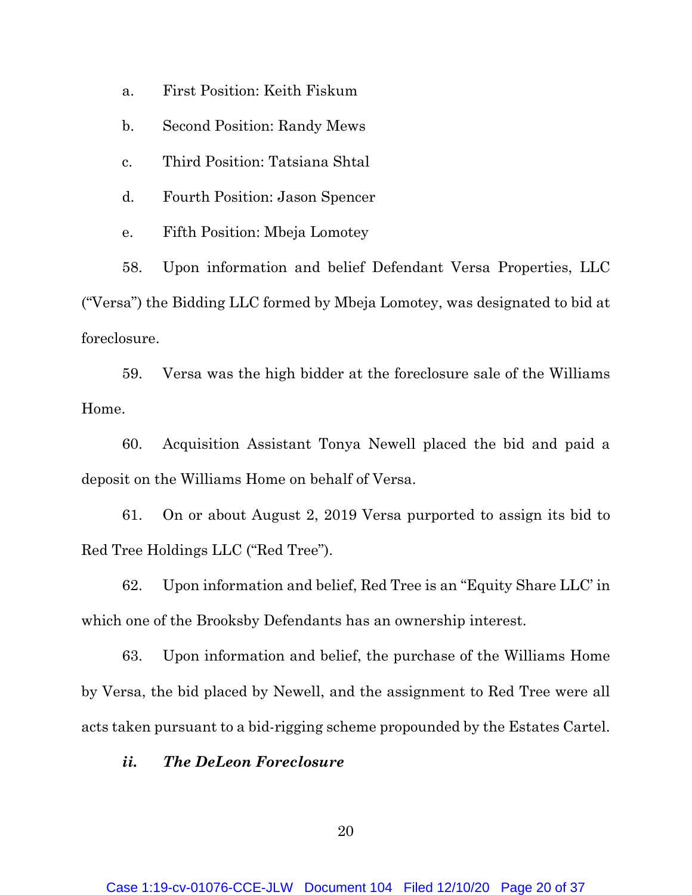a. First Position: Keith Fiskum

b. Second Position: Randy Mews

c. Third Position: Tatsiana Shtal

d. Fourth Position: Jason Spencer

e. Fifth Position: Mbeja Lomotey

58. Upon information and belief Defendant Versa Properties, LLC ("Versa") the Bidding LLC formed by Mbeja Lomotey, was designated to bid at foreclosure.

59. Versa was the high bidder at the foreclosure sale of the Williams Home.

60. Acquisition Assistant Tonya Newell placed the bid and paid a deposit on the Williams Home on behalf of Versa.

61. On or about August 2, 2019 Versa purported to assign its bid to Red Tree Holdings LLC ("Red Tree").

62. Upon information and belief, Red Tree is an "Equity Share LLC' in which one of the Brooksby Defendants has an ownership interest.

63. Upon information and belief, the purchase of the Williams Home by Versa, the bid placed by Newell, and the assignment to Red Tree were all acts taken pursuant to a bid-rigging scheme propounded by the Estates Cartel.

***ii. The DeLeon Foreclosure***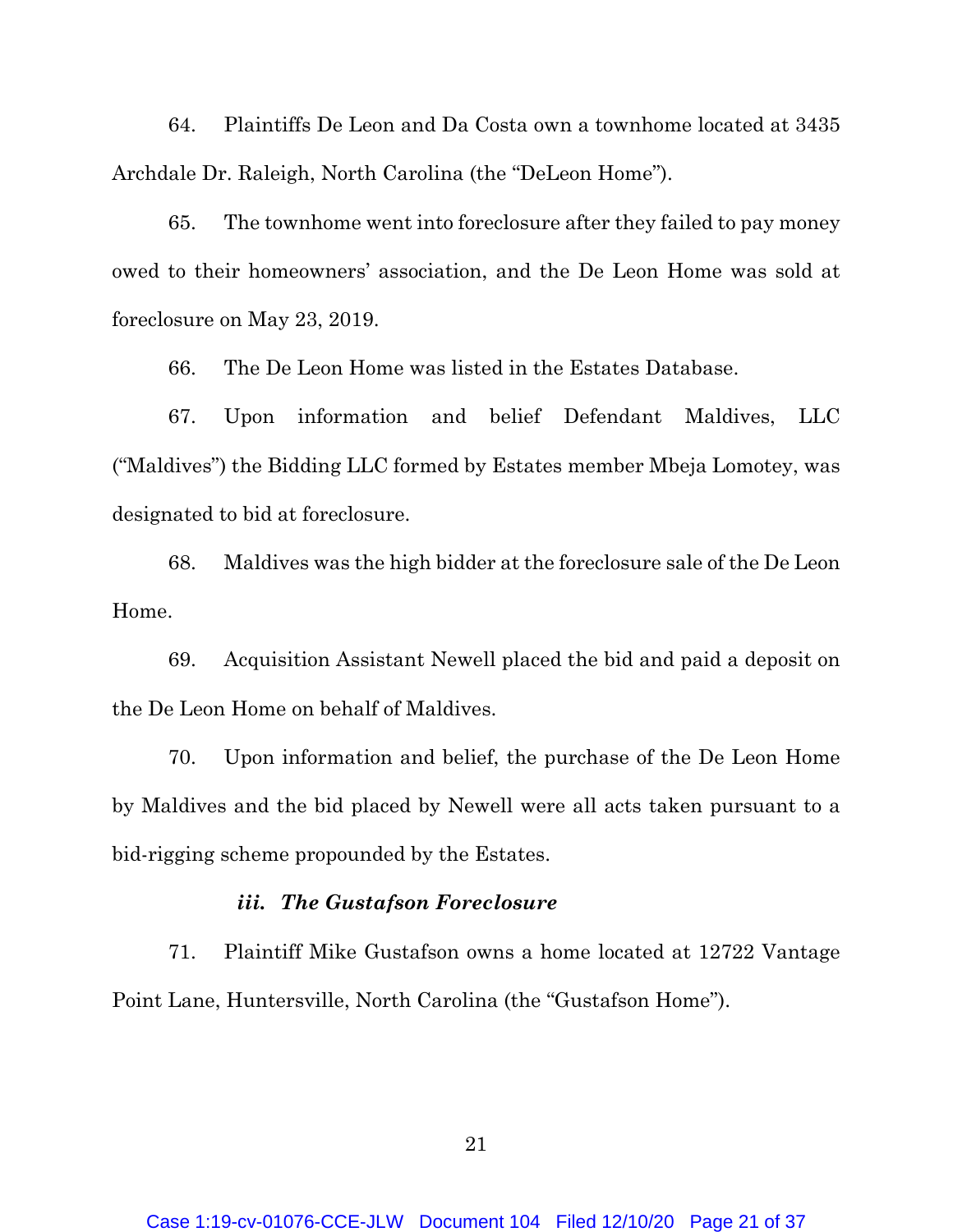64. Plaintiffs De Leon and Da Costa own a townhome located at 3435 Archdale Dr. Raleigh, North Carolina (the "DeLeon Home").

65. The townhome went into foreclosure after they failed to pay money owed to their homeowners' association, and the De Leon Home was sold at foreclosure on May 23, 2019.

66. The De Leon Home was listed in the Estates Database.

67. Upon information and belief Defendant Maldives, LLC ("Maldives") the Bidding LLC formed by Estates member Mbeja Lomotey, was designated to bid at foreclosure.

68. Maldives was the high bidder at the foreclosure sale of the De Leon Home.

69. Acquisition Assistant Newell placed the bid and paid a deposit on the De Leon Home on behalf of Maldives.

70. Upon information and belief, the purchase of the De Leon Home by Maldives and the bid placed by Newell were all acts taken pursuant to a bid-rigging scheme propounded by the Estates.

### *iii. The Gustafson Foreclosure*

71. Plaintiff Mike Gustafson owns a home located at 12722 Vantage Point Lane, Huntersville, North Carolina (the "Gustafson Home").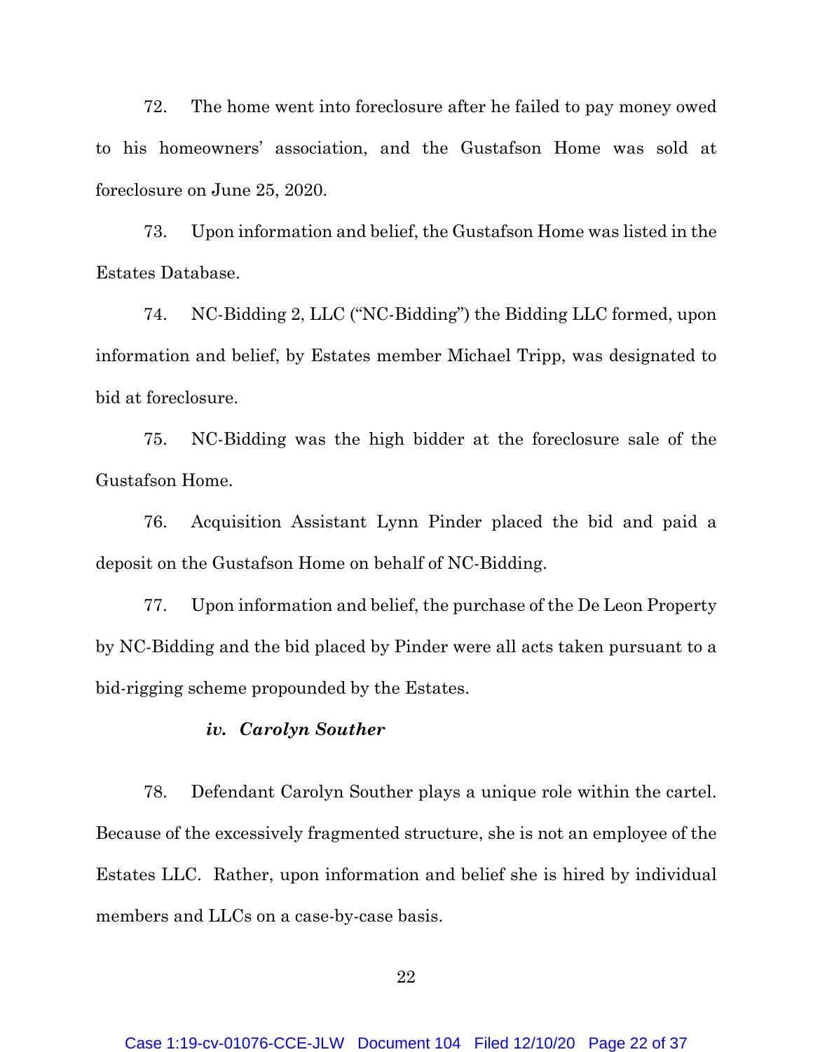72. The home went into foreclosure after he failed to pay money owed to his homeowners' association, and the Gustafson Home was sold at foreclosure on June 25, 2020.

73. Upon information and belief, the Gustafson Home was listed in the Estates Database.

74. NC-Bidding 2, LLC ("NC-Bidding") the Bidding LLC formed, upon information and belief, by Estates member Michael Tripp, was designated to bid at foreclosure.

75. NC-Bidding was the high bidder at the foreclosure sale of the Gustafson Home.

76. Acquisition Assistant Lynn Pinder placed the bid and paid a deposit on the Gustafson Home on behalf of NC-Bidding.

77. Upon information and belief, the purchase of the De Leon Property by NC-Bidding and the bid placed by Pinder were all acts taken pursuant to a bid-rigging scheme propounded by the Estates.

#### *iv. Carolyn Souther*

78. Defendant Carolyn Souther plays a unique role within the cartel. Because of the excessively fragmented structure, she is not an employee of the Estates LLC. Rather, upon information and belief she is hired by individual members and LLCs on a case-by-case basis.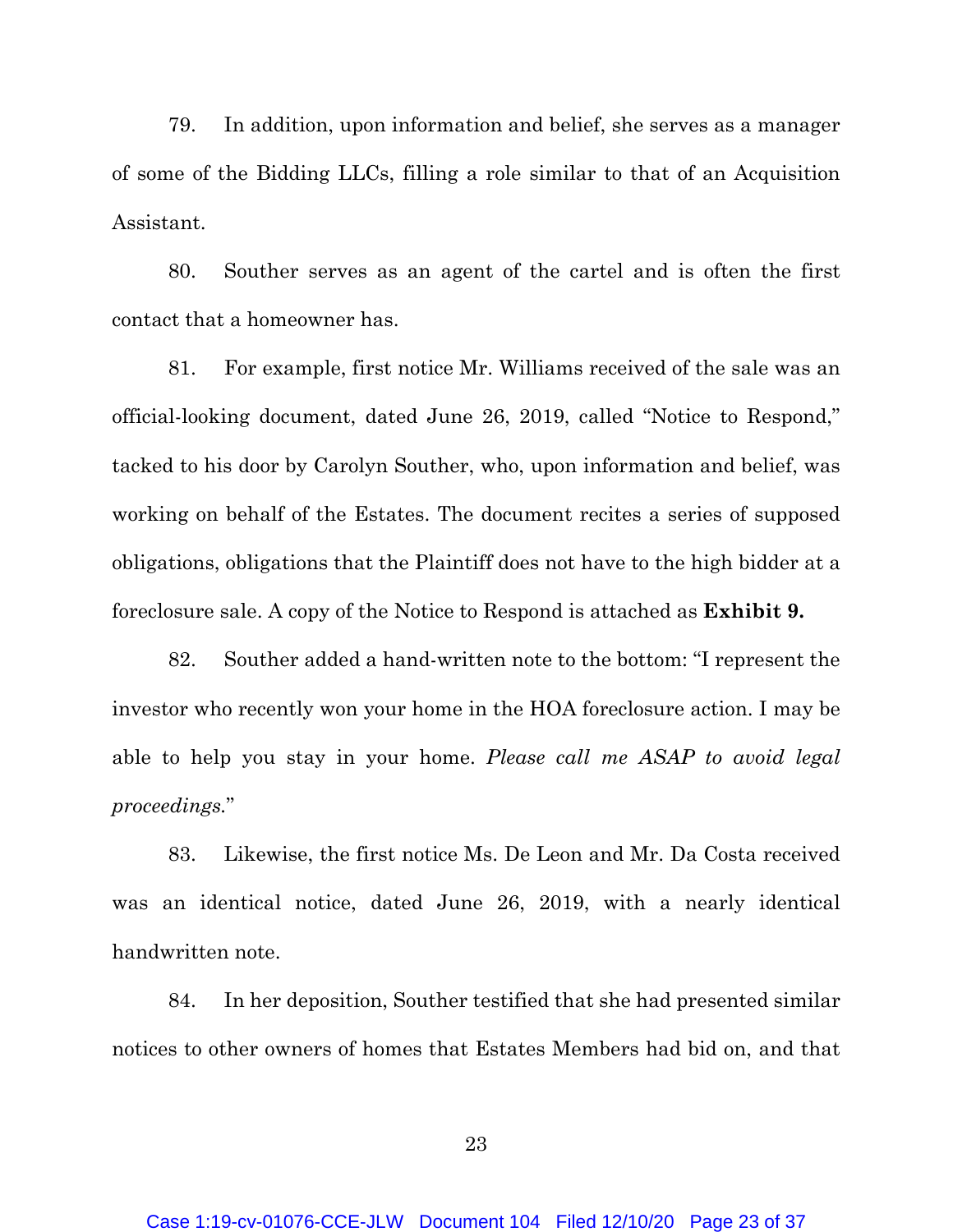79. In addition, upon information and belief, she serves as a manager of some of the Bidding LLCs, filling a role similar to that of an Acquisition Assistant.

80. Souther serves as an agent of the cartel and is often the first contact that a homeowner has.

81. For example, first notice Mr. Williams received of the sale was an official-looking document, dated June 26, 2019, called "Notice to Respond," tacked to his door by Carolyn Souther, who, upon information and belief, was working on behalf of the Estates. The document recites a series of supposed obligations, obligations that the Plaintiff does not have to the high bidder at a foreclosure sale. A copy of the Notice to Respond is attached as **Exhibit 9.**

82. Souther added a hand-written note to the bottom: "I represent the investor who recently won your home in the HOA foreclosure action. I may be able to help you stay in your home. *Please call me ASAP to avoid legal proceedings*."

83. Likewise, the first notice Ms. De Leon and Mr. Da Costa received was an identical notice, dated June 26, 2019, with a nearly identical handwritten note.

84. In her deposition, Souther testified that she had presented similar notices to other owners of homes that Estates Members had bid on, and that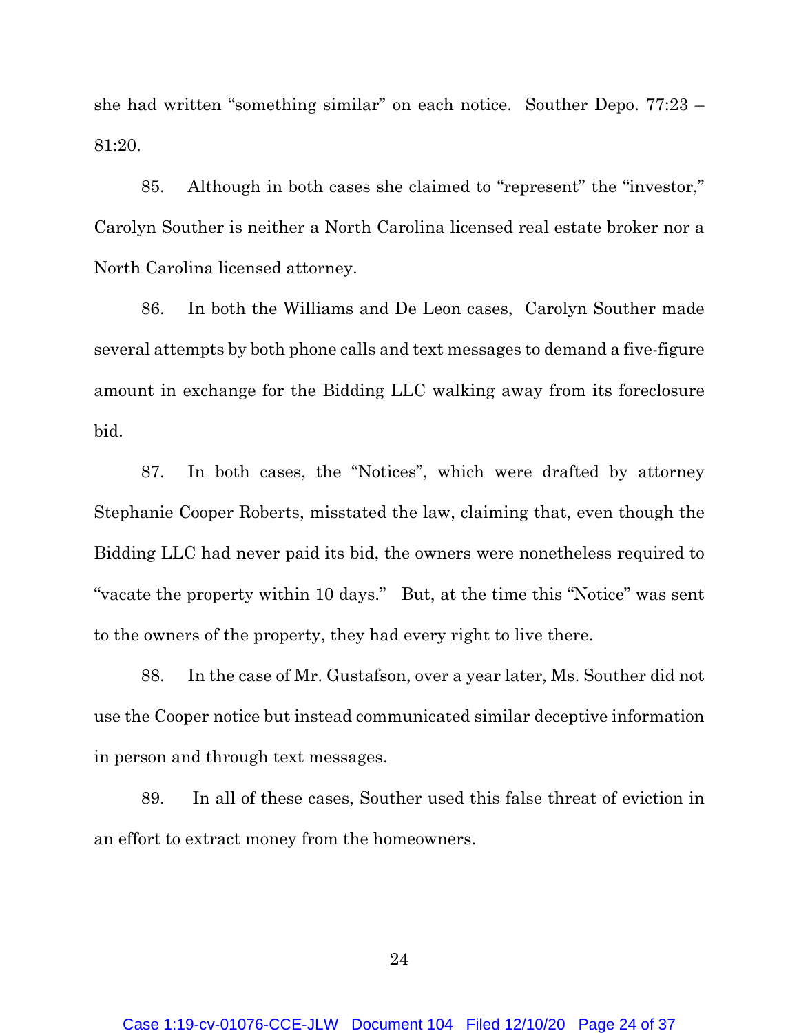she had written "something similar" on each notice. Souther Depo. 77:23 – 81:20.

85. Although in both cases she claimed to "represent" the "investor," Carolyn Souther is neither a North Carolina licensed real estate broker nor a North Carolina licensed attorney.

86. In both the Williams and De Leon cases, Carolyn Souther made several attempts by both phone calls and text messages to demand a five-figure amount in exchange for the Bidding LLC walking away from its foreclosure bid.

87. In both cases, the "Notices", which were drafted by attorney Stephanie Cooper Roberts, misstated the law, claiming that, even though the Bidding LLC had never paid its bid, the owners were nonetheless required to "vacate the property within 10 days." But, at the time this "Notice" was sent to the owners of the property, they had every right to live there.

88. In the case of Mr. Gustafson, over a year later, Ms. Souther did not use the Cooper notice but instead communicated similar deceptive information in person and through text messages.

89. In all of these cases, Souther used this false threat of eviction in an effort to extract money from the homeowners.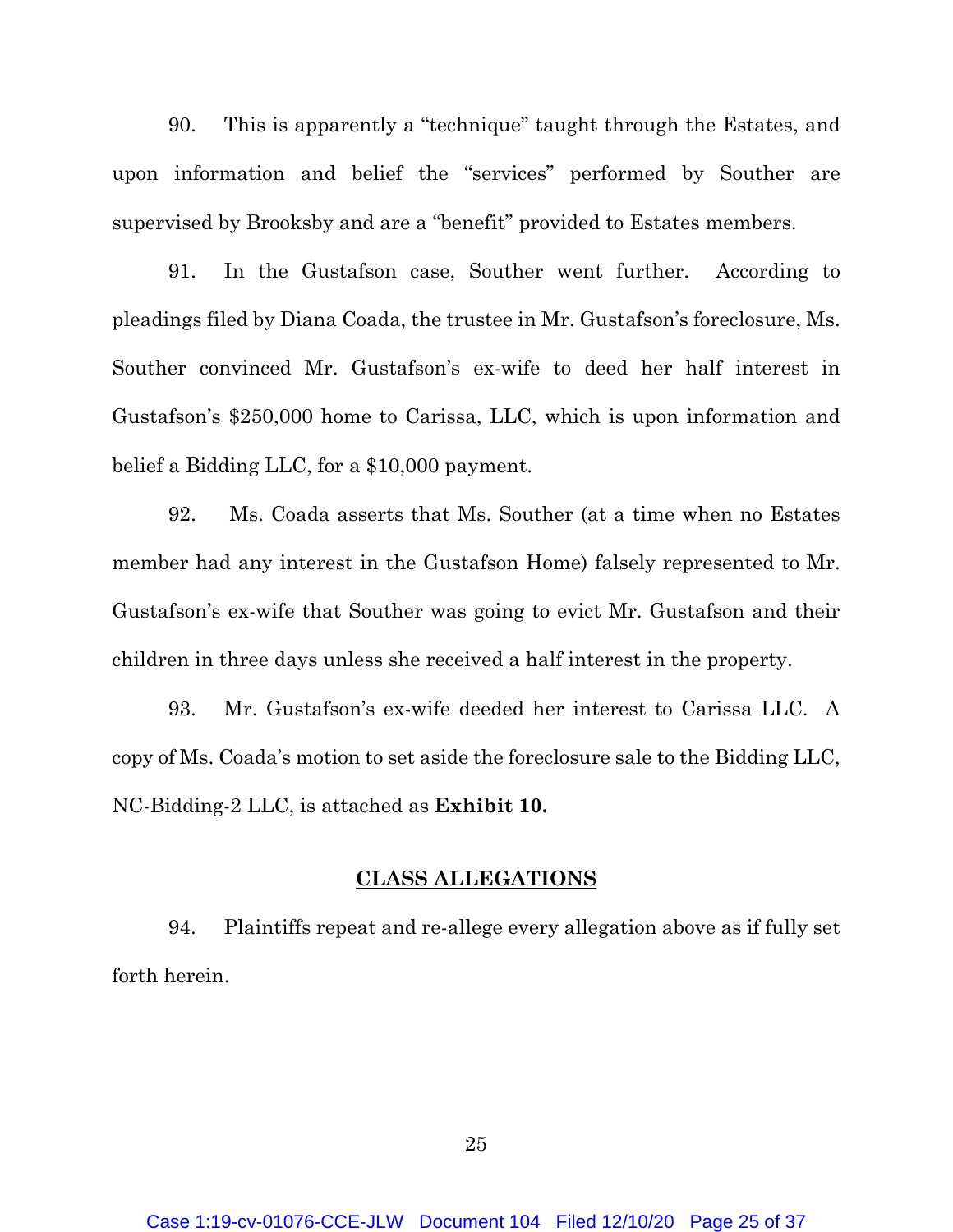90. This is apparently a "technique" taught through the Estates, and upon information and belief the "services" performed by Souther are supervised by Brooksby and are a "benefit" provided to Estates members.

91. In the Gustafson case, Souther went further. According to pleadings filed by Diana Coada, the trustee in Mr. Gustafson's foreclosure, Ms. Souther convinced Mr. Gustafson's ex-wife to deed her half interest in Gustafson's $250,000 home to Carissa, LLC, which is upon information and belief a Bidding LLC, for a $10,000 payment.

92. Ms. Coada asserts that Ms. Souther (at a time when no Estates member had any interest in the Gustafson Home) falsely represented to Mr. Gustafson's ex-wife that Souther was going to evict Mr. Gustafson and their children in three days unless she received a half interest in the property.

93. Mr. Gustafson's ex-wife deeded her interest to Carissa LLC. A copy of Ms. Coada's motion to set aside the foreclosure sale to the Bidding LLC, NC-Bidding-2 LLC, is attached as **Exhibit 10.**

## CLASS ALLEGATIONS

94. Plaintiffs repeat and re-allege every allegation above as if fully set forth herein.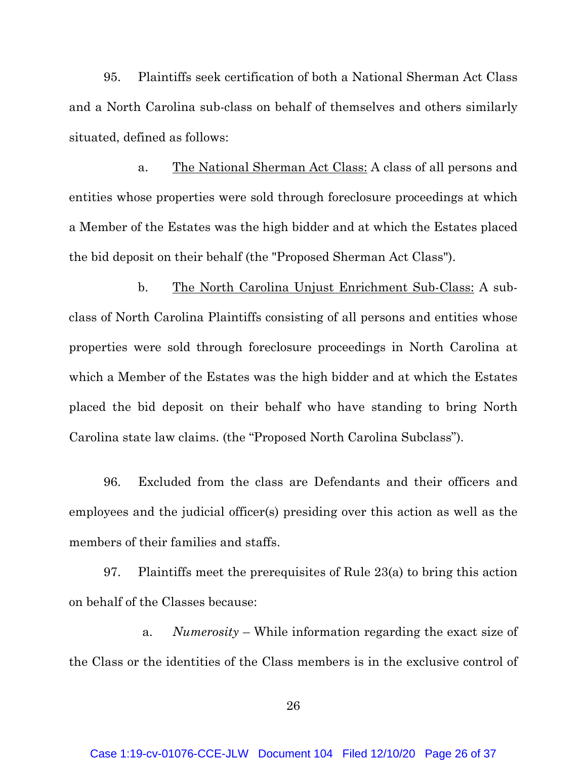95. Plaintiffs seek certification of both a National Sherman Act Class and a North Carolina sub-class on behalf of themselves and others similarly situated, defined as follows:

a. <u>The National Sherman Act Class:</u> A class of all persons and entities whose properties were sold through foreclosure proceedings at which a Member of the Estates was the high bidder and at which the Estates placed the bid deposit on their behalf (the "Proposed Sherman Act Class").

b. <u>The North Carolina Unjust Enrichment Sub-Class:</u> A sub-class of North Carolina Plaintiffs consisting of all persons and entities whose properties were sold through foreclosure proceedings in North Carolina at which a Member of the Estates was the high bidder and at which the Estates placed the bid deposit on their behalf who have standing to bring North Carolina state law claims. (the "Proposed North Carolina Subclass").

96. Excluded from the class are Defendants and their officers and employees and the judicial officer(s) presiding over this action as well as the members of their families and staffs.

97. Plaintiffs meet the prerequisites of Rule 23(a) to bring this action on behalf of the Classes because:

a. *Numerosity* – While information regarding the exact size of the Class or the identities of the Class members is in the exclusive control of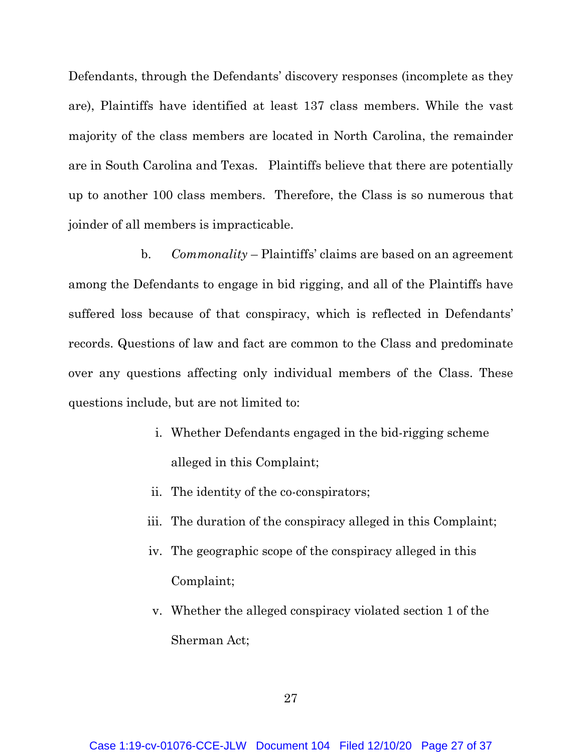Defendants, through the Defendants' discovery responses (incomplete as they are), Plaintiffs have identified at least 137 class members. While the vast majority of the class members are located in North Carolina, the remainder are in South Carolina and Texas. Plaintiffs believe that there are potentially up to another 100 class members. Therefore, the Class is so numerous that joinder of all members is impracticable.

b. *Commonality* – Plaintiffs' claims are based on an agreement among the Defendants to engage in bid rigging, and all of the Plaintiffs have suffered loss because of that conspiracy, which is reflected in Defendants' records. Questions of law and fact are common to the Class and predominate over any questions affecting only individual members of the Class. These questions include, but are not limited to:

i. Whether Defendants engaged in the bid-rigging scheme alleged in this Complaint;

ii. The identity of the co-conspirators;

iii. The duration of the conspiracy alleged in this Complaint;

iv. The geographic scope of the conspiracy alleged in this Complaint;

v. Whether the alleged conspiracy violated section 1 of the Sherman Act;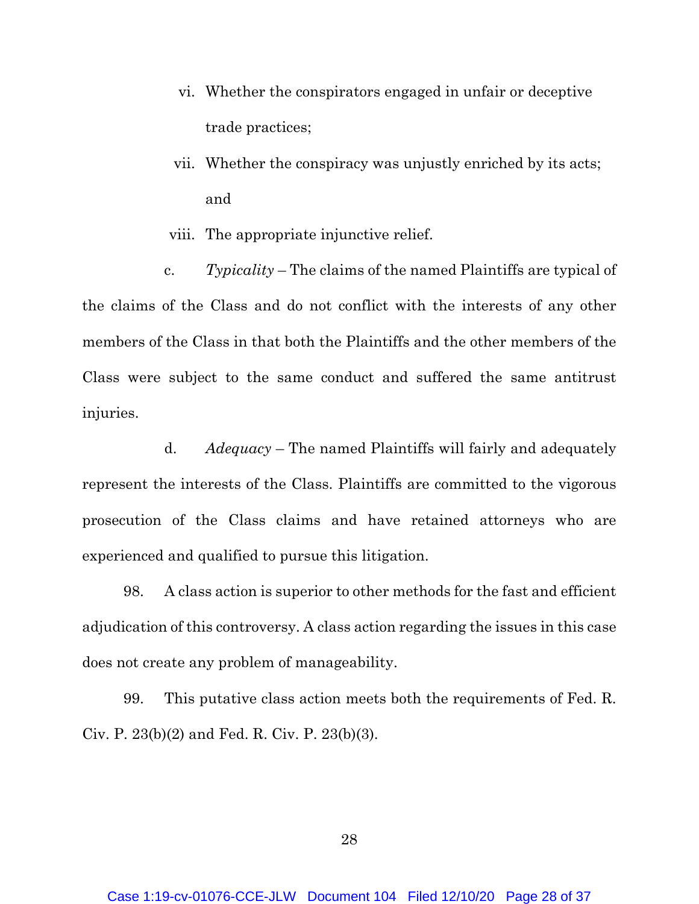vi. Whether the conspirators engaged in unfair or deceptive trade practices;

vii. Whether the conspiracy was unjustly enriched by its acts; and

viii. The appropriate injunctive relief.

c. *Typicality* – The claims of the named Plaintiffs are typical of the claims of the Class and do not conflict with the interests of any other members of the Class in that both the Plaintiffs and the other members of the Class were subject to the same conduct and suffered the same antitrust injuries.

d. *Adequacy* – The named Plaintiffs will fairly and adequately represent the interests of the Class. Plaintiffs are committed to the vigorous prosecution of the Class claims and have retained attorneys who are experienced and qualified to pursue this litigation.

98. A class action is superior to other methods for the fast and efficient adjudication of this controversy. A class action regarding the issues in this case does not create any problem of manageability.

99. This putative class action meets both the requirements of Fed. R. Civ. P. 23(b)(2) and Fed. R. Civ. P. 23(b)(3).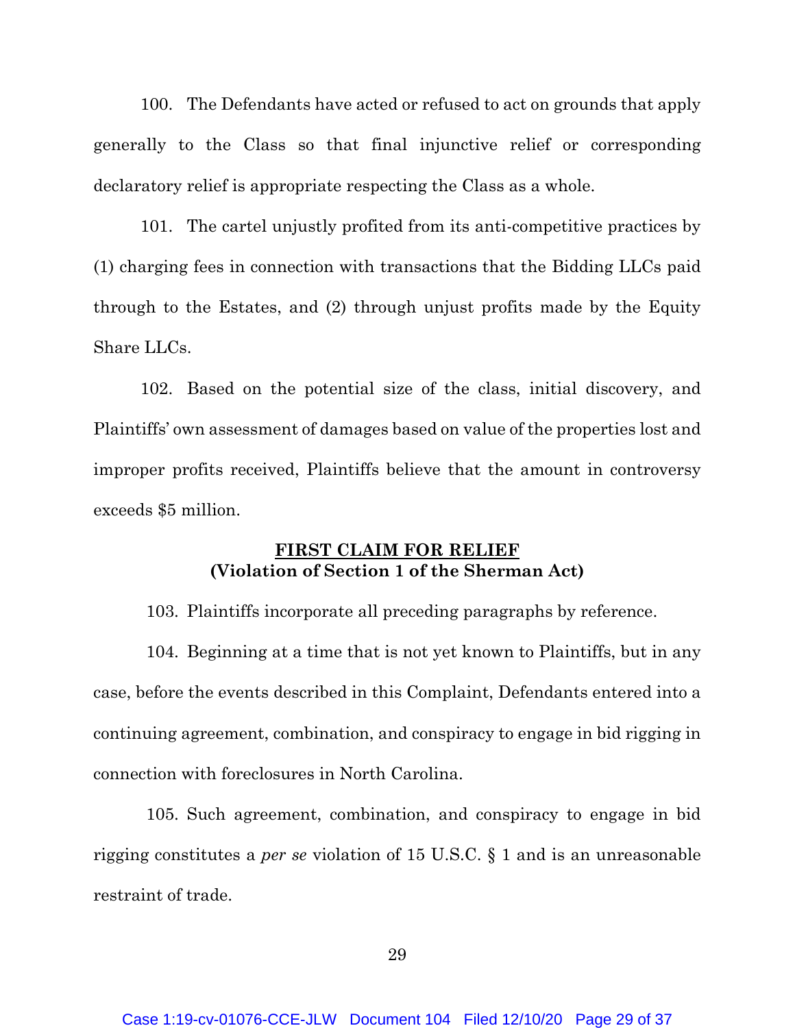100. The Defendants have acted or refused to act on grounds that apply generally to the Class so that final injunctive relief or corresponding declaratory relief is appropriate respecting the Class as a whole.

101. The cartel unjustly profited from its anti-competitive practices by (1) charging fees in connection with transactions that the Bidding LLCs paid through to the Estates, and (2) through unjust profits made by the Equity Share LLCs.

102. Based on the potential size of the class, initial discovery, and Plaintiffs' own assessment of damages based on value of the properties lost and improper profits received, Plaintiffs believe that the amount in controversy exceeds $5 million.

**FIRST CLAIM FOR RELIEF**
**(Violation of Section 1 of the Sherman Act)**

103. Plaintiffs incorporate all preceding paragraphs by reference.

104. Beginning at a time that is not yet known to Plaintiffs, but in any case, before the events described in this Complaint, Defendants entered into a continuing agreement, combination, and conspiracy to engage in bid rigging in connection with foreclosures in North Carolina.

105. Such agreement, combination, and conspiracy to engage in bid rigging constitutes a *per se* violation of 15 U.S.C. § 1 and is an unreasonable restraint of trade.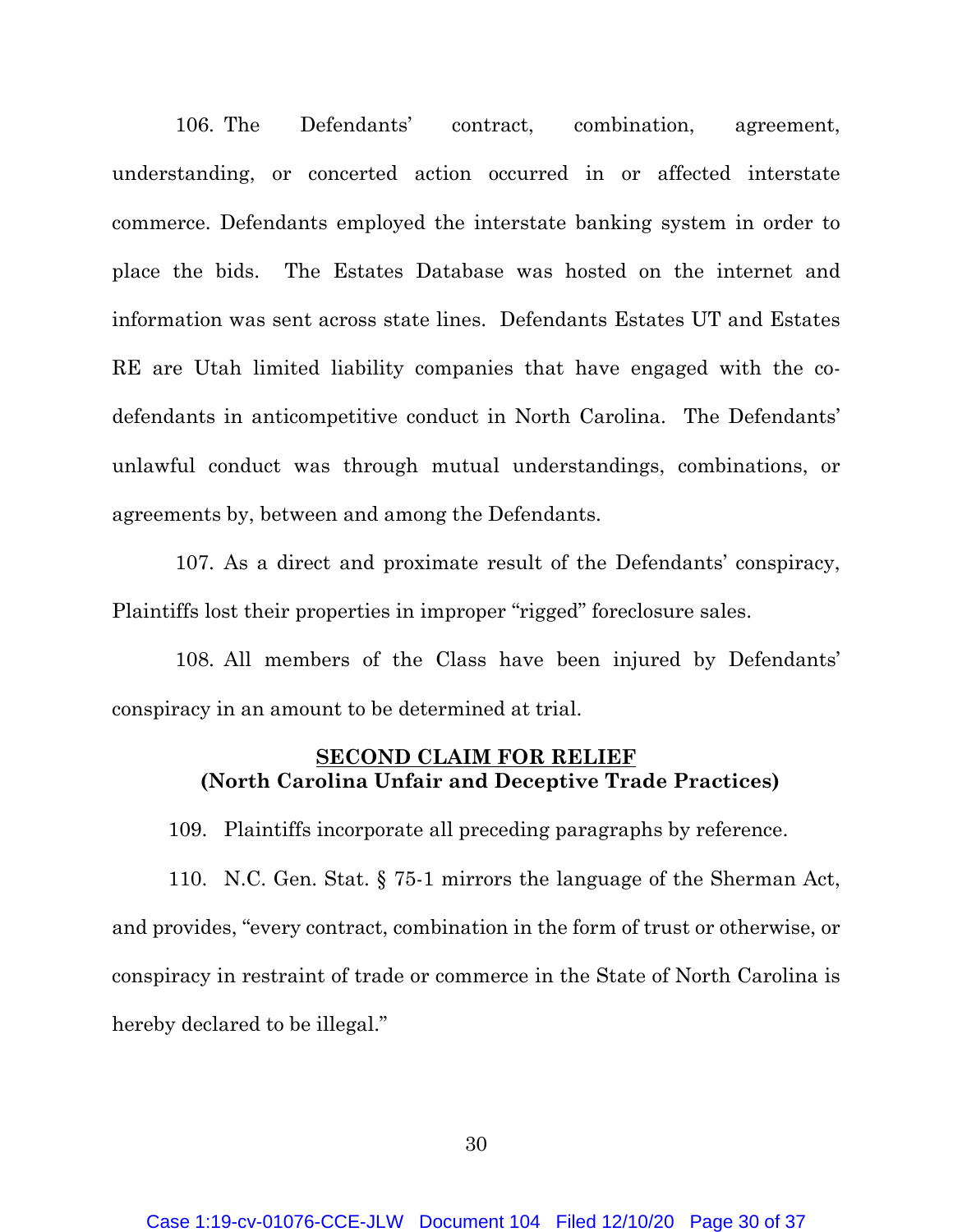106. The Defendants' contract, combination, agreement, understanding, or concerted action occurred in or affected interstate commerce. Defendants employed the interstate banking system in order to place the bids. The Estates Database was hosted on the internet and information was sent across state lines. Defendants Estates UT and Estates RE are Utah limited liability companies that have engaged with the co-defendants in anticompetitive conduct in North Carolina. The Defendants' unlawful conduct was through mutual understandings, combinations, or agreements by, between and among the Defendants.

107. As a direct and proximate result of the Defendants' conspiracy, Plaintiffs lost their properties in improper "rigged" foreclosure sales.

108. All members of the Class have been injured by Defendants' conspiracy in an amount to be determined at trial.

## SECOND CLAIM FOR RELIEF
**(North Carolina Unfair and Deceptive Trade Practices)**

109. Plaintiffs incorporate all preceding paragraphs by reference.

110. N.C. Gen. Stat. § 75-1 mirrors the language of the Sherman Act, and provides, "every contract, combination in the form of trust or otherwise, or conspiracy in restraint of trade or commerce in the State of North Carolina is hereby declared to be illegal."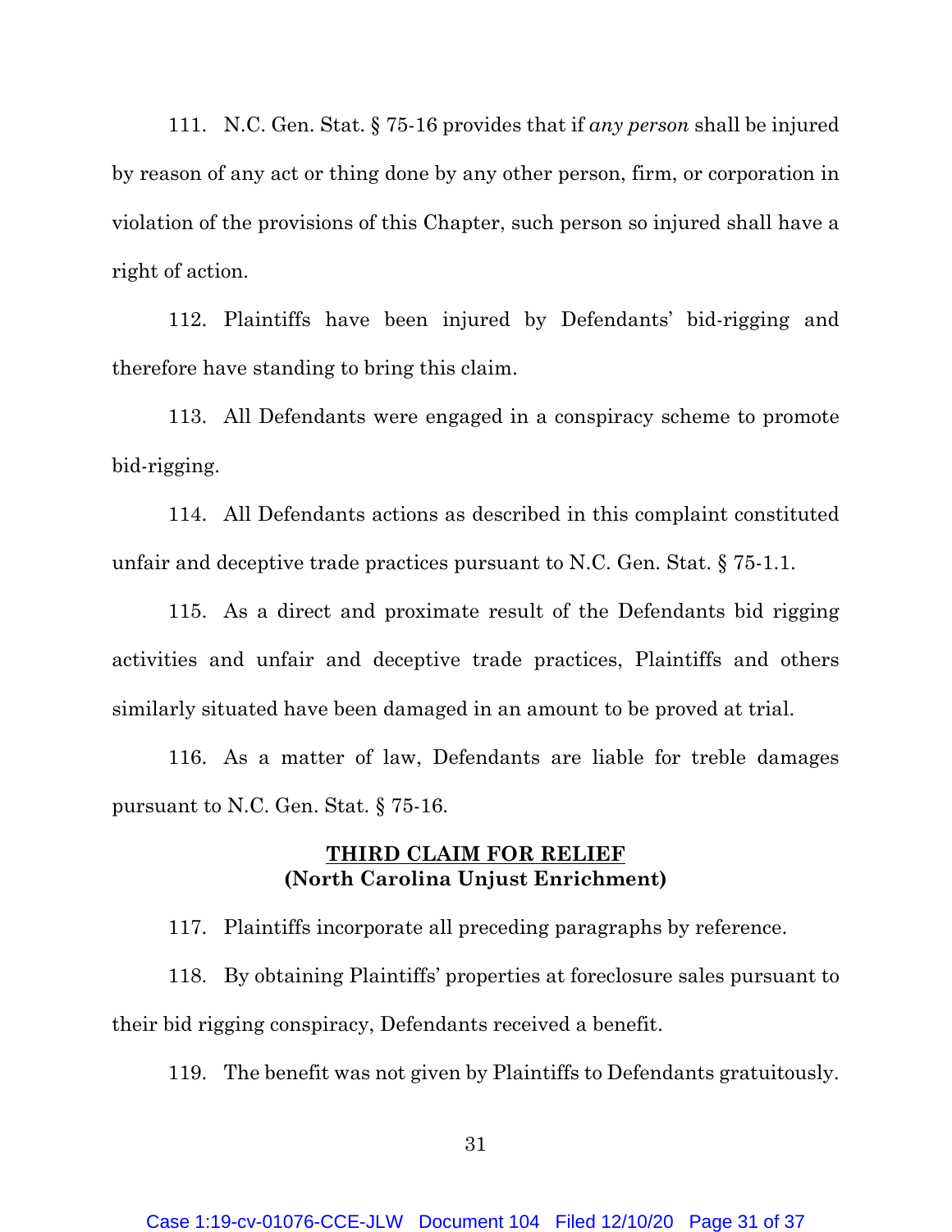111. N.C. Gen. Stat. § 75-16 provides that if *any person* shall be injured by reason of any act or thing done by any other person, firm, or corporation in violation of the provisions of this Chapter, such person so injured shall have a right of action.

112. Plaintiffs have been injured by Defendants' bid-rigging and therefore have standing to bring this claim.

113. All Defendants were engaged in a conspiracy scheme to promote bid-rigging.

114. All Defendants actions as described in this complaint constituted unfair and deceptive trade practices pursuant to N.C. Gen. Stat. § 75-1.1.

115. As a direct and proximate result of the Defendants bid rigging activities and unfair and deceptive trade practices, Plaintiffs and others similarly situated have been damaged in an amount to be proved at trial.

116. As a matter of law, Defendants are liable for treble damages pursuant to N.C. Gen. Stat. § 75-16.

## THIRD CLAIM FOR RELIEF
**(North Carolina Unjust Enrichment)**

117. Plaintiffs incorporate all preceding paragraphs by reference.

118. By obtaining Plaintiffs' properties at foreclosure sales pursuant to their bid rigging conspiracy, Defendants received a benefit.

119. The benefit was not given by Plaintiffs to Defendants gratuitously.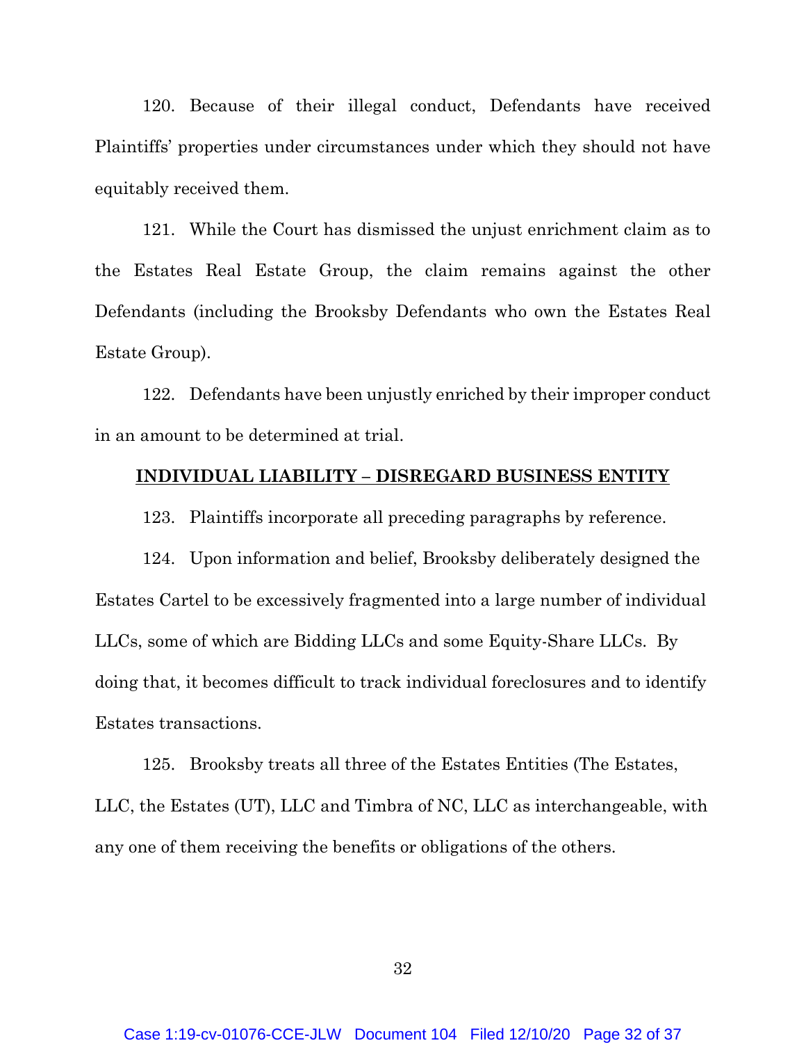120. Because of their illegal conduct, Defendants have received Plaintiffs' properties under circumstances under which they should not have equitably received them.

121. While the Court has dismissed the unjust enrichment claim as to the Estates Real Estate Group, the claim remains against the other Defendants (including the Brooksby Defendants who own the Estates Real Estate Group).

122. Defendants have been unjustly enriched by their improper conduct in an amount to be determined at trial.

**INDIVIDUAL LIABILITY – DISREGARD BUSINESS ENTITY**

123. Plaintiffs incorporate all preceding paragraphs by reference.

124. Upon information and belief, Brooksby deliberately designed the Estates Cartel to be excessively fragmented into a large number of individual LLCs, some of which are Bidding LLCs and some Equity-Share LLCs. By doing that, it becomes difficult to track individual foreclosures and to identify Estates transactions.

125. Brooksby treats all three of the Estates Entities (The Estates, LLC, the Estates (UT), LLC and Timbra of NC, LLC as interchangeable, with any one of them receiving the benefits or obligations of the others.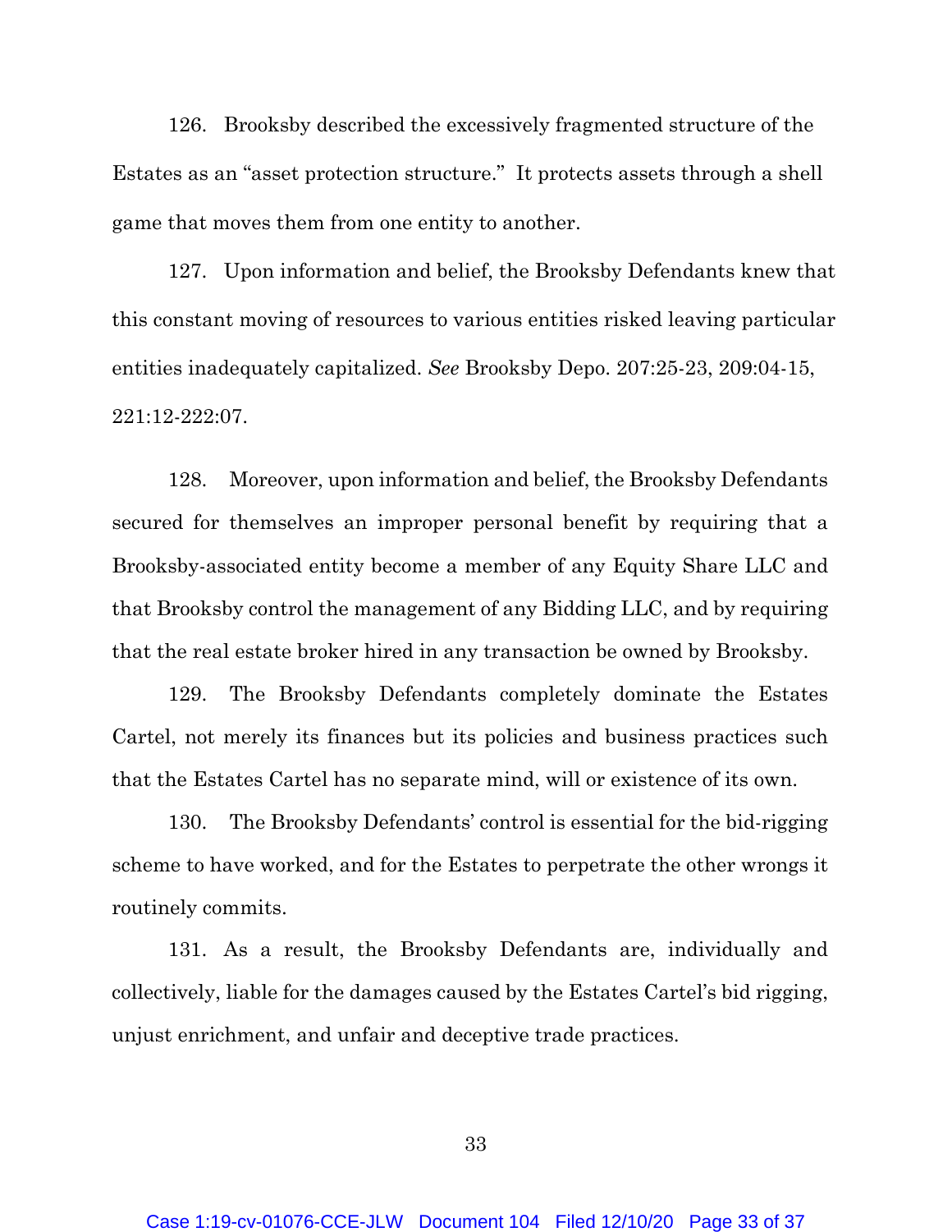126. Brooksby described the excessively fragmented structure of the Estates as an "asset protection structure." It protects assets through a shell game that moves them from one entity to another.

127. Upon information and belief, the Brooksby Defendants knew that this constant moving of resources to various entities risked leaving particular entities inadequately capitalized. *See* Brooksby Depo. 207:25-23, 209:04-15, 221:12-222:07.

128. Moreover, upon information and belief, the Brooksby Defendants secured for themselves an improper personal benefit by requiring that a Brooksby-associated entity become a member of any Equity Share LLC and that Brooksby control the management of any Bidding LLC, and by requiring that the real estate broker hired in any transaction be owned by Brooksby.

129. The Brooksby Defendants completely dominate the Estates Cartel, not merely its finances but its policies and business practices such that the Estates Cartel has no separate mind, will or existence of its own.

130. The Brooksby Defendants' control is essential for the bid-rigging scheme to have worked, and for the Estates to perpetrate the other wrongs it routinely commits.

131. As a result, the Brooksby Defendants are, individually and collectively, liable for the damages caused by the Estates Cartel's bid rigging, unjust enrichment, and unfair and deceptive trade practices.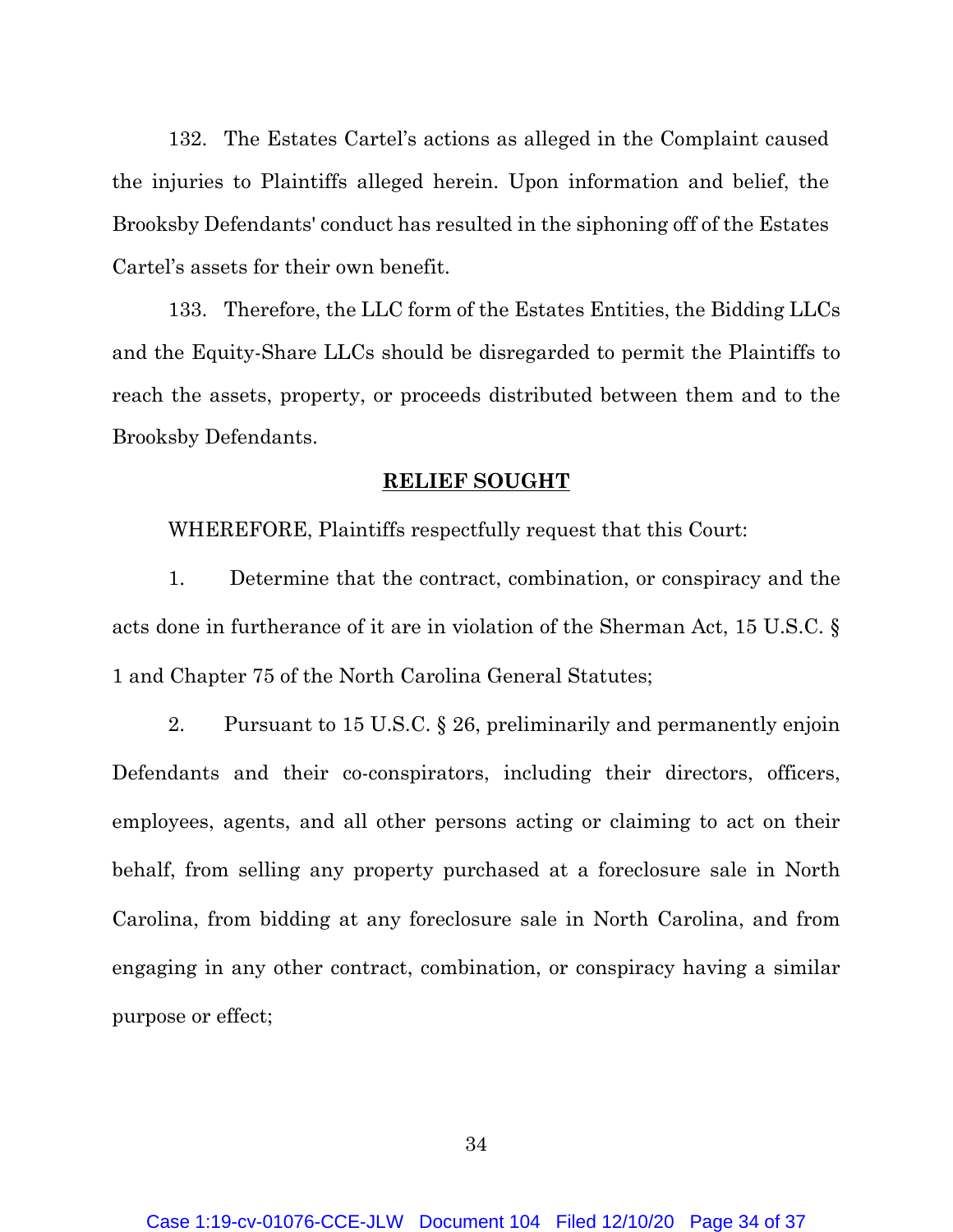132. The Estates Cartel's actions as alleged in the Complaint caused the injuries to Plaintiffs alleged herein. Upon information and belief, the Brooksby Defendants' conduct has resulted in the siphoning off of the Estates Cartel's assets for their own benefit.

133. Therefore, the LLC form of the Estates Entities, the Bidding LLCs and the Equity-Share LLCs should be disregarded to permit the Plaintiffs to reach the assets, property, or proceeds distributed between them and to the Brooksby Defendants.

**RELIEF SOUGHT**

WHEREFORE, Plaintiffs respectfully request that this Court:

1. Determine that the contract, combination, or conspiracy and the acts done in furtherance of it are in violation of the Sherman Act, 15 U.S.C. § 1 and Chapter 75 of the North Carolina General Statutes;

2. Pursuant to 15 U.S.C. § 26, preliminarily and permanently enjoin Defendants and their co-conspirators, including their directors, officers, employees, agents, and all other persons acting or claiming to act on their behalf, from selling any property purchased at a foreclosure sale in North Carolina, from bidding at any foreclosure sale in North Carolina, and from engaging in any other contract, combination, or conspiracy having a similar purpose or effect;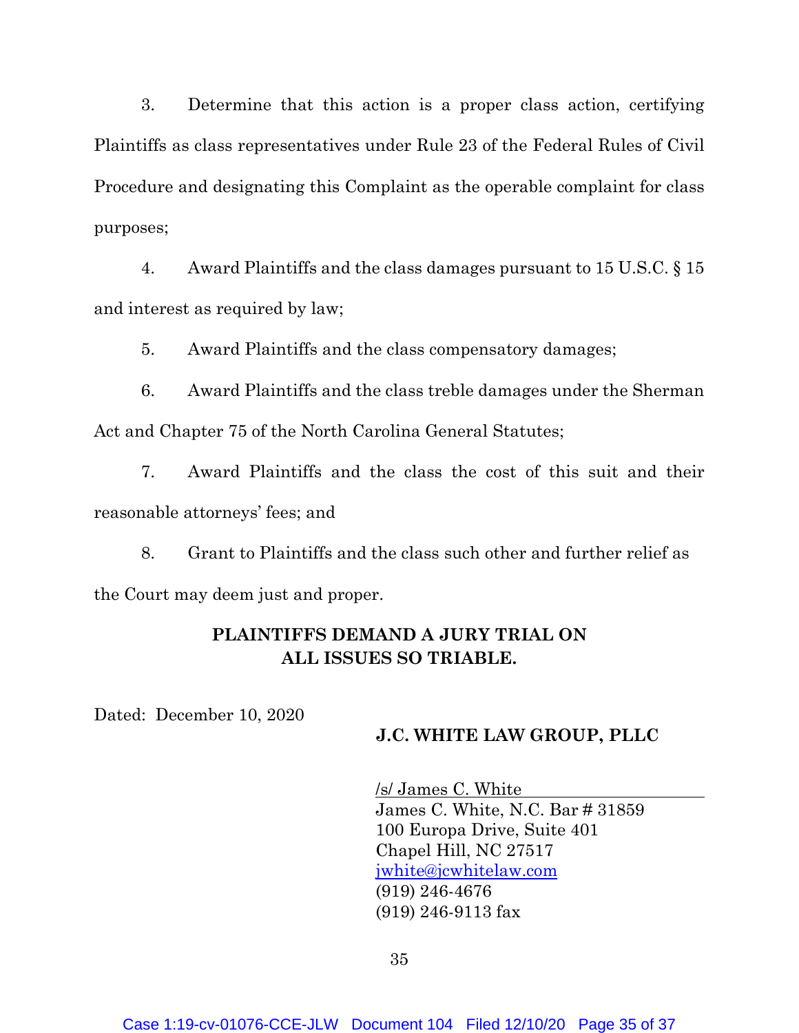3. Determine that this action is a proper class action, certifying Plaintiffs as class representatives under Rule 23 of the Federal Rules of Civil Procedure and designating this Complaint as the operable complaint for class purposes;

4. Award Plaintiffs and the class damages pursuant to 15 U.S.C. § 15 and interest as required by law;

5. Award Plaintiffs and the class compensatory damages;

6. Award Plaintiffs and the class treble damages under the Sherman Act and Chapter 75 of the North Carolina General Statutes;

7. Award Plaintiffs and the class the cost of this suit and their reasonable attorneys' fees; and

8. Grant to Plaintiffs and the class such other and further relief as the Court may deem just and proper.

**PLAINTIFFS DEMAND A JURY TRIAL ON ALL ISSUES SO TRIABLE.**

Dated: December 10, 2020

**J.C. WHITE LAW GROUP, PLLC**

/s/ James C. White
James C. White, N.C. Bar # 31859
100 Europa Drive, Suite 401
Chapel Hill, NC 27517
jwhite@jcwhitelaw.com
(919) 246-4676
(919) 246-9113 fax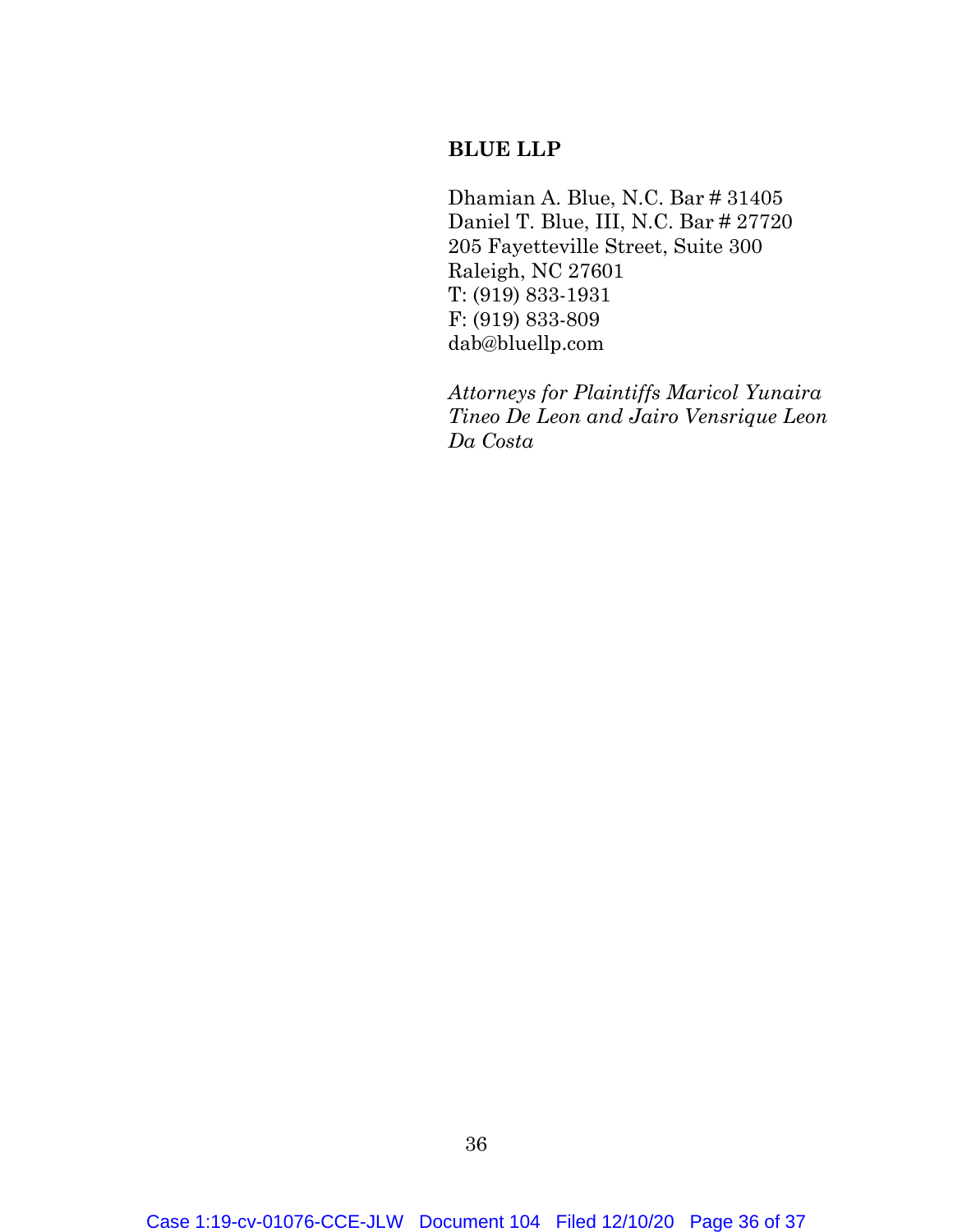**BLUE LLP**

Dhamian A. Blue, N.C. Bar # 31405
Daniel T. Blue, III, N.C. Bar # 27720
205 Fayetteville Street, Suite 300
Raleigh, NC 27601
T: (919) 833-1931
F: (919) 833-809
dab@bluellp.com

*Attorneys for Plaintiffs Maricol Yunaira Tineo De Leon and Jairo Vensrique Leon Da Costa*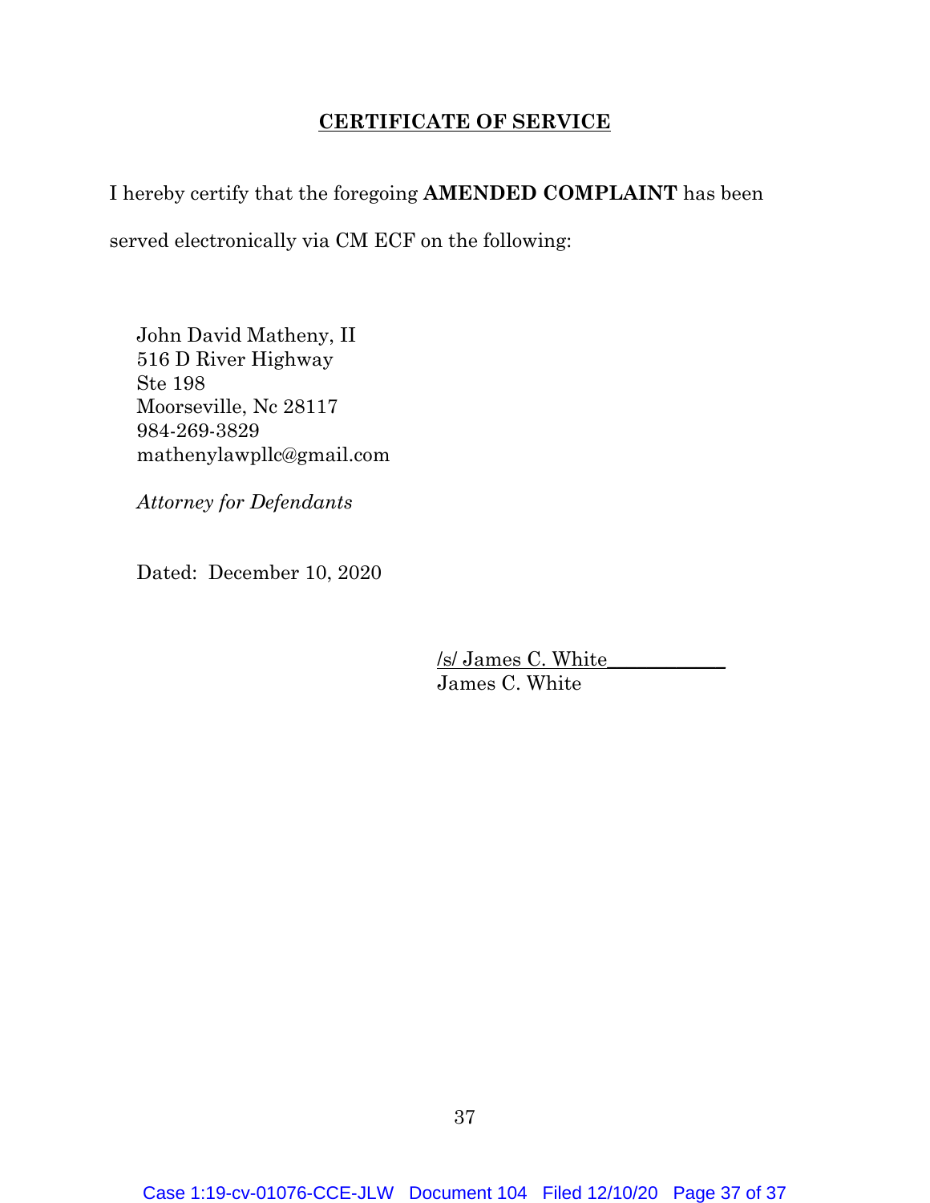## CERTIFICATE OF SERVICE

I hereby certify that the foregoing **AMENDED COMPLAINT** has been served electronically via CM ECF on the following:

John David Matheny, II
516 D River Highway
Ste 198
Moorseville, Nc 28117
984-269-3829
mathenylawpllc@gmail.com

*Attorney for Defendants*

Dated: December 10, 2020

/s/ James C. White____________
James C. White